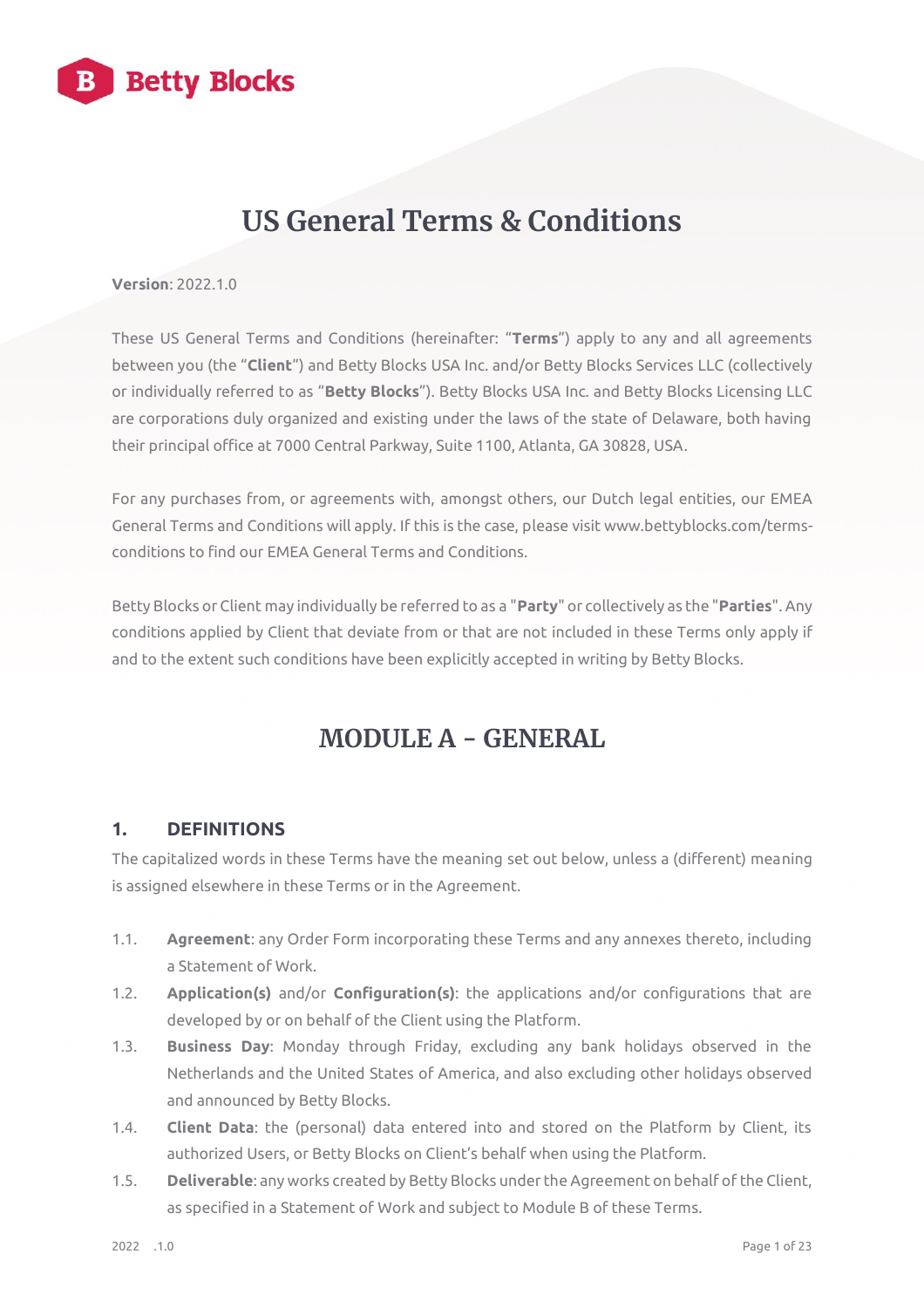# US General Terms & Conditions

**Version**: 2022.1.0

These US General Terms and Conditions (hereinafter: "**Terms**") apply to any and all agreements between you (the "**Client**") and Betty Blocks USA Inc. and/or Betty Blocks Services LLC (collectively or individually referred to as "**Betty Blocks**"). Betty Blocks USA Inc. and Betty Blocks Licensing LLC are corporations duly organized and existing under the laws of the state of Delaware, both having their principal office at 7000 Central Parkway, Suite 1100, Atlanta, GA 30828, USA.

For any purchases from, or agreements with, amongst others, our Dutch legal entities, our EMEA General Terms and Conditions will apply. If this is the case, please visit www.bettyblocks.com/terms-conditions to find our EMEA General Terms and Conditions.

Betty Blocks or Client may individually be referred to as a "**Party**" or collectively as the "**Parties**". Any conditions applied by Client that deviate from or that are not included in these Terms only apply if and to the extent such conditions have been explicitly accepted in writing by Betty Blocks.

# MODULE A - GENERAL

## 1. DEFINITIONS

The capitalized words in these Terms have the meaning set out below, unless a (different) meaning is assigned elsewhere in these Terms or in the Agreement.

1.1. **Agreement**: any Order Form incorporating these Terms and any annexes thereto, including a Statement of Work.

1.2. **Application(s)** and/or **Configuration(s)**: the applications and/or configurations that are developed by or on behalf of the Client using the Platform.

1.3. **Business Day**: Monday through Friday, excluding any bank holidays observed in the Netherlands and the United States of America, and also excluding other holidays observed and announced by Betty Blocks.

1.4. **Client Data**: the (personal) data entered into and stored on the Platform by Client, its authorized Users, or Betty Blocks on Client's behalf when using the Platform.

1.5. **Deliverable**: any works created by Betty Blocks under the Agreement on behalf of the Client, as specified in a Statement of Work and subject to Module B of these Terms.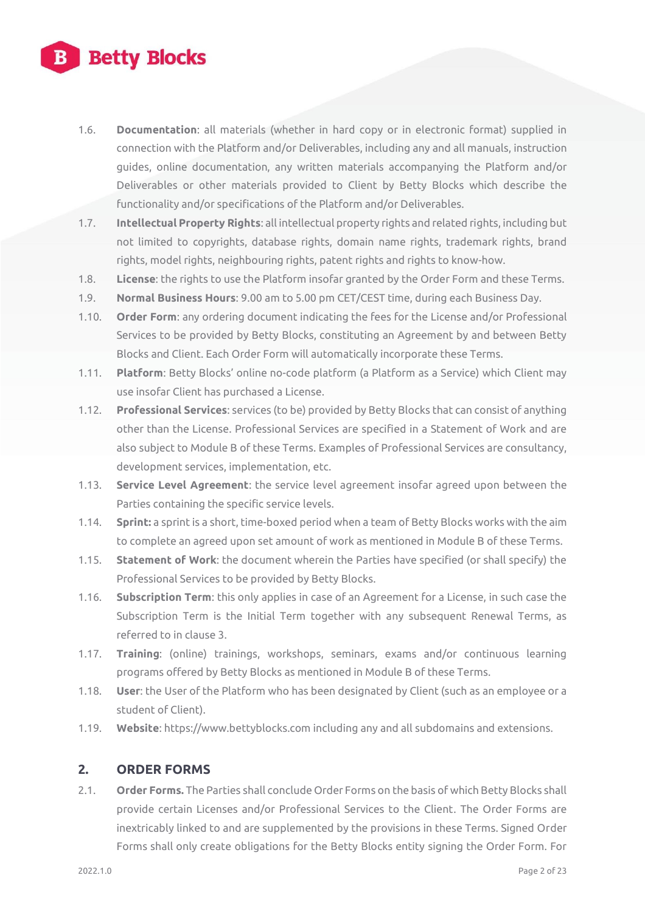1.6. **Documentation**: all materials (whether in hard copy or in electronic format) supplied in connection with the Platform and/or Deliverables, including any and all manuals, instruction guides, online documentation, any written materials accompanying the Platform and/or Deliverables or other materials provided to Client by Betty Blocks which describe the functionality and/or specifications of the Platform and/or Deliverables.

1.7. **Intellectual Property Rights**: all intellectual property rights and related rights, including but not limited to copyrights, database rights, domain name rights, trademark rights, brand rights, model rights, neighbouring rights, patent rights and rights to know-how.

1.8. **License**: the rights to use the Platform insofar granted by the Order Form and these Terms.

1.9. **Normal Business Hours**: 9.00 am to 5.00 pm CET/CEST time, during each Business Day.

1.10. **Order Form**: any ordering document indicating the fees for the License and/or Professional Services to be provided by Betty Blocks, constituting an Agreement by and between Betty Blocks and Client. Each Order Form will automatically incorporate these Terms.

1.11. **Platform**: Betty Blocks' online no-code platform (a Platform as a Service) which Client may use insofar Client has purchased a License.

1.12. **Professional Services**: services (to be) provided by Betty Blocks that can consist of anything other than the License. Professional Services are specified in a Statement of Work and are also subject to Module B of these Terms. Examples of Professional Services are consultancy, development services, implementation, etc.

1.13. **Service Level Agreement**: the service level agreement insofar agreed upon between the Parties containing the specific service levels.

1.14. **Sprint:** a sprint is a short, time-boxed period when a team of Betty Blocks works with the aim to complete an agreed upon set amount of work as mentioned in Module B of these Terms.

1.15. **Statement of Work**: the document wherein the Parties have specified (or shall specify) the Professional Services to be provided by Betty Blocks.

1.16. **Subscription Term**: this only applies in case of an Agreement for a License, in such case the Subscription Term is the Initial Term together with any subsequent Renewal Terms, as referred to in clause 3.

1.17. **Training**: (online) trainings, workshops, seminars, exams and/or continuous learning programs offered by Betty Blocks as mentioned in Module B of these Terms.

1.18. **User**: the User of the Platform who has been designated by Client (such as an employee or a student of Client).

1.19. **Website**: https://www.bettyblocks.com including any and all subdomains and extensions.

## 2. ORDER FORMS

2.1. **Order Forms.** The Parties shall conclude Order Forms on the basis of which Betty Blocks shall provide certain Licenses and/or Professional Services to the Client. The Order Forms are inextricably linked to and are supplemented by the provisions in these Terms. Signed Order Forms shall only create obligations for the Betty Blocks entity signing the Order Form. For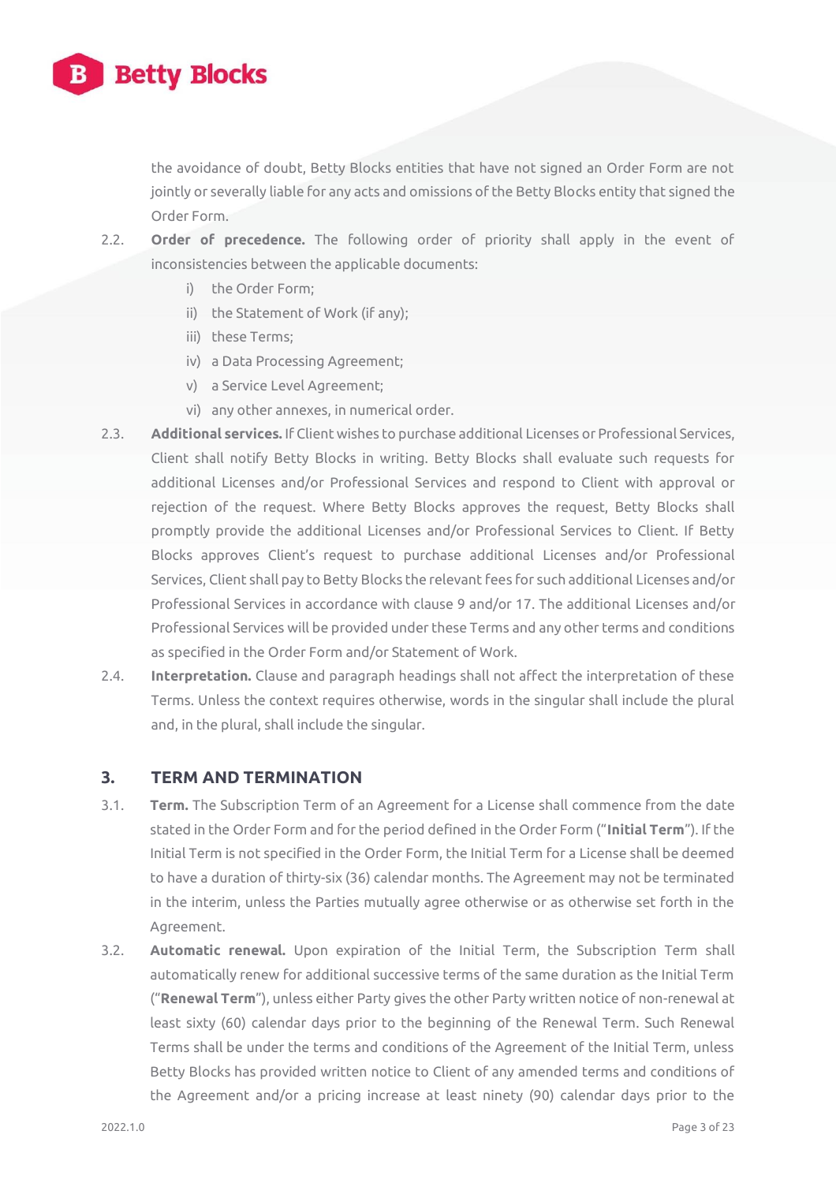the avoidance of doubt, Betty Blocks entities that have not signed an Order Form are not jointly or severally liable for any acts and omissions of the Betty Blocks entity that signed the Order Form.

2.2. **Order of precedence.** The following order of priority shall apply in the event of inconsistencies between the applicable documents:

   i) the Order Form;
   ii) the Statement of Work (if any);
   iii) these Terms;
   iv) a Data Processing Agreement;
   v) a Service Level Agreement;
   vi) any other annexes, in numerical order.

2.3. **Additional services.** If Client wishes to purchase additional Licenses or Professional Services, Client shall notify Betty Blocks in writing. Betty Blocks shall evaluate such requests for additional Licenses and/or Professional Services and respond to Client with approval or rejection of the request. Where Betty Blocks approves the request, Betty Blocks shall promptly provide the additional Licenses and/or Professional Services to Client. If Betty Blocks approves Client's request to purchase additional Licenses and/or Professional Services, Client shall pay to Betty Blocks the relevant fees for such additional Licenses and/or Professional Services in accordance with clause 9 and/or 17. The additional Licenses and/or Professional Services will be provided under these Terms and any other terms and conditions as specified in the Order Form and/or Statement of Work.

2.4. **Interpretation.** Clause and paragraph headings shall not affect the interpretation of these Terms. Unless the context requires otherwise, words in the singular shall include the plural and, in the plural, shall include the singular.

## 3. TERM AND TERMINATION

3.1. **Term.** The Subscription Term of an Agreement for a License shall commence from the date stated in the Order Form and for the period defined in the Order Form ("**Initial Term**"). If the Initial Term is not specified in the Order Form, the Initial Term for a License shall be deemed to have a duration of thirty-six (36) calendar months. The Agreement may not be terminated in the interim, unless the Parties mutually agree otherwise or as otherwise set forth in the Agreement.

3.2. **Automatic renewal.** Upon expiration of the Initial Term, the Subscription Term shall automatically renew for additional successive terms of the same duration as the Initial Term ("**Renewal Term**"), unless either Party gives the other Party written notice of non-renewal at least sixty (60) calendar days prior to the beginning of the Renewal Term. Such Renewal Terms shall be under the terms and conditions of the Agreement of the Initial Term, unless Betty Blocks has provided written notice to Client of any amended terms and conditions of the Agreement and/or a pricing increase at least ninety (90) calendar days prior to the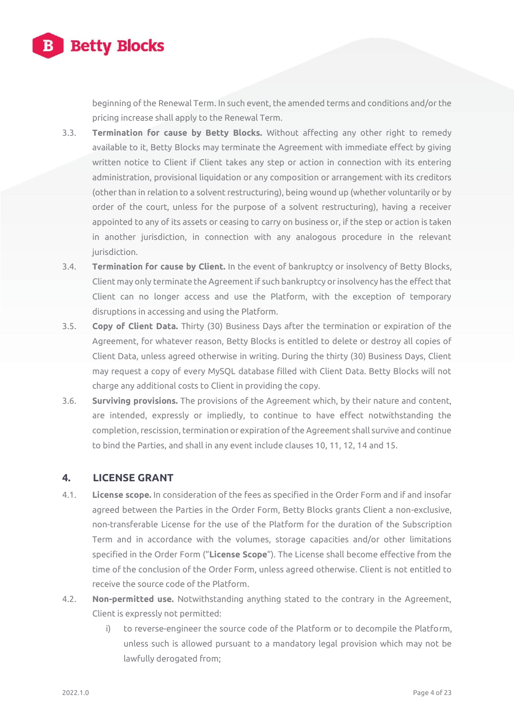beginning of the Renewal Term. In such event, the amended terms and conditions and/or the pricing increase shall apply to the Renewal Term.

3.3. **Termination for cause by Betty Blocks.** Without affecting any other right to remedy available to it, Betty Blocks may terminate the Agreement with immediate effect by giving written notice to Client if Client takes any step or action in connection with its entering administration, provisional liquidation or any composition or arrangement with its creditors (other than in relation to a solvent restructuring), being wound up (whether voluntarily or by order of the court, unless for the purpose of a solvent restructuring), having a receiver appointed to any of its assets or ceasing to carry on business or, if the step or action is taken in another jurisdiction, in connection with any analogous procedure in the relevant jurisdiction.

3.4. **Termination for cause by Client.** In the event of bankruptcy or insolvency of Betty Blocks, Client may only terminate the Agreement if such bankruptcy or insolvency has the effect that Client can no longer access and use the Platform, with the exception of temporary disruptions in accessing and using the Platform.

3.5. **Copy of Client Data.** Thirty (30) Business Days after the termination or expiration of the Agreement, for whatever reason, Betty Blocks is entitled to delete or destroy all copies of Client Data, unless agreed otherwise in writing. During the thirty (30) Business Days, Client may request a copy of every MySQL database filled with Client Data. Betty Blocks will not charge any additional costs to Client in providing the copy.

3.6. **Surviving provisions.** The provisions of the Agreement which, by their nature and content, are intended, expressly or impliedly, to continue to have effect notwithstanding the completion, rescission, termination or expiration of the Agreement shall survive and continue to bind the Parties, and shall in any event include clauses 10, 11, 12, 14 and 15.

## 4. LICENSE GRANT

4.1. **License scope.** In consideration of the fees as specified in the Order Form and if and insofar agreed between the Parties in the Order Form, Betty Blocks grants Client a non-exclusive, non-transferable License for the use of the Platform for the duration of the Subscription Term and in accordance with the volumes, storage capacities and/or other limitations specified in the Order Form ("**License Scope**"). The License shall become effective from the time of the conclusion of the Order Form, unless agreed otherwise. Client is not entitled to receive the source code of the Platform.

4.2. **Non-permitted use.** Notwithstanding anything stated to the contrary in the Agreement, Client is expressly not permitted:

   i) to reverse-engineer the source code of the Platform or to decompile the Platform, unless such is allowed pursuant to a mandatory legal provision which may not be lawfully derogated from;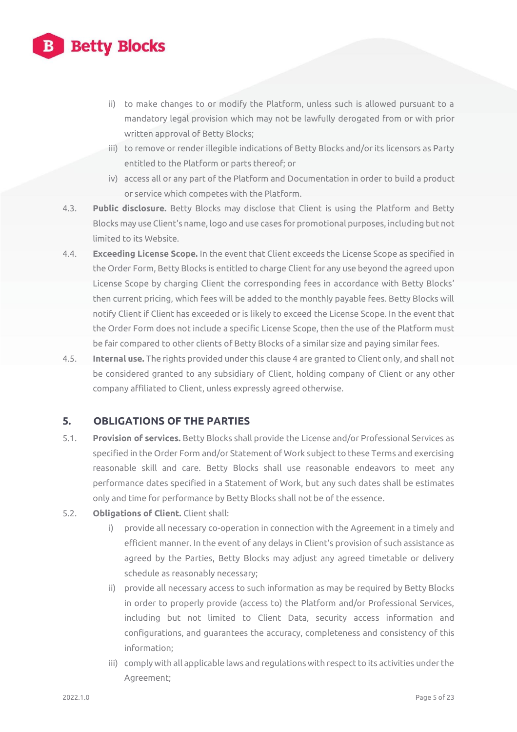ii) to make changes to or modify the Platform, unless such is allowed pursuant to a mandatory legal provision which may not be lawfully derogated from or with prior written approval of Betty Blocks;

iii) to remove or render illegible indications of Betty Blocks and/or its licensors as Party entitled to the Platform or parts thereof; or

iv) access all or any part of the Platform and Documentation in order to build a product or service which competes with the Platform.

4.3. **Public disclosure.** Betty Blocks may disclose that Client is using the Platform and Betty Blocks may use Client's name, logo and use cases for promotional purposes, including but not limited to its Website.

4.4. **Exceeding License Scope.** In the event that Client exceeds the License Scope as specified in the Order Form, Betty Blocks is entitled to charge Client for any use beyond the agreed upon License Scope by charging Client the corresponding fees in accordance with Betty Blocks' then current pricing, which fees will be added to the monthly payable fees. Betty Blocks will notify Client if Client has exceeded or is likely to exceed the License Scope. In the event that the Order Form does not include a specific License Scope, then the use of the Platform must be fair compared to other clients of Betty Blocks of a similar size and paying similar fees.

4.5. **Internal use.** The rights provided under this clause 4 are granted to Client only, and shall not be considered granted to any subsidiary of Client, holding company of Client or any other company affiliated to Client, unless expressly agreed otherwise.

## 5. OBLIGATIONS OF THE PARTIES

5.1. **Provision of services.** Betty Blocks shall provide the License and/or Professional Services as specified in the Order Form and/or Statement of Work subject to these Terms and exercising reasonable skill and care. Betty Blocks shall use reasonable endeavors to meet any performance dates specified in a Statement of Work, but any such dates shall be estimates only and time for performance by Betty Blocks shall not be of the essence.

5.2. **Obligations of Client.** Client shall:

i) provide all necessary co-operation in connection with the Agreement in a timely and efficient manner. In the event of any delays in Client's provision of such assistance as agreed by the Parties, Betty Blocks may adjust any agreed timetable or delivery schedule as reasonably necessary;

ii) provide all necessary access to such information as may be required by Betty Blocks in order to properly provide (access to) the Platform and/or Professional Services, including but not limited to Client Data, security access information and configurations, and guarantees the accuracy, completeness and consistency of this information;

iii) comply with all applicable laws and regulations with respect to its activities under the Agreement;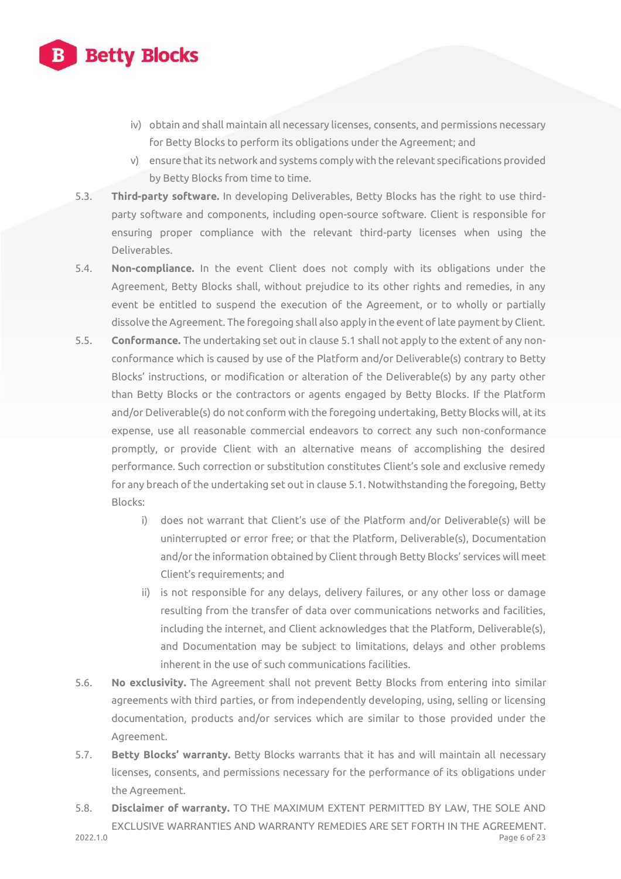iv) obtain and shall maintain all necessary licenses, consents, and permissions necessary for Betty Blocks to perform its obligations under the Agreement; and

v) ensure that its network and systems comply with the relevant specifications provided by Betty Blocks from time to time.

5.3. **Third-party software.** In developing Deliverables, Betty Blocks has the right to use third-party software and components, including open-source software. Client is responsible for ensuring proper compliance with the relevant third-party licenses when using the Deliverables.

5.4. **Non-compliance.** In the event Client does not comply with its obligations under the Agreement, Betty Blocks shall, without prejudice to its other rights and remedies, in any event be entitled to suspend the execution of the Agreement, or to wholly or partially dissolve the Agreement. The foregoing shall also apply in the event of late payment by Client.

5.5. **Conformance.** The undertaking set out in clause 5.1 shall not apply to the extent of any non-conformance which is caused by use of the Platform and/or Deliverable(s) contrary to Betty Blocks' instructions, or modification or alteration of the Deliverable(s) by any party other than Betty Blocks or the contractors or agents engaged by Betty Blocks. If the Platform and/or Deliverable(s) do not conform with the foregoing undertaking, Betty Blocks will, at its expense, use all reasonable commercial endeavors to correct any such non-conformance promptly, or provide Client with an alternative means of accomplishing the desired performance. Such correction or substitution constitutes Client's sole and exclusive remedy for any breach of the undertaking set out in clause 5.1. Notwithstanding the foregoing, Betty Blocks:

i) does not warrant that Client's use of the Platform and/or Deliverable(s) will be uninterrupted or error free; or that the Platform, Deliverable(s), Documentation and/or the information obtained by Client through Betty Blocks' services will meet Client's requirements; and

ii) is not responsible for any delays, delivery failures, or any other loss or damage resulting from the transfer of data over communications networks and facilities, including the internet, and Client acknowledges that the Platform, Deliverable(s), and Documentation may be subject to limitations, delays and other problems inherent in the use of such communications facilities.

5.6. **No exclusivity.** The Agreement shall not prevent Betty Blocks from entering into similar agreements with third parties, or from independently developing, using, selling or licensing documentation, products and/or services which are similar to those provided under the Agreement.

5.7. **Betty Blocks' warranty.** Betty Blocks warrants that it has and will maintain all necessary licenses, consents, and permissions necessary for the performance of its obligations under the Agreement.

5.8. **Disclaimer of warranty.** TO THE MAXIMUM EXTENT PERMITTED BY LAW, THE SOLE AND EXCLUSIVE WARRANTIES AND WARRANTY REMEDIES ARE SET FORTH IN THE AGREEMENT.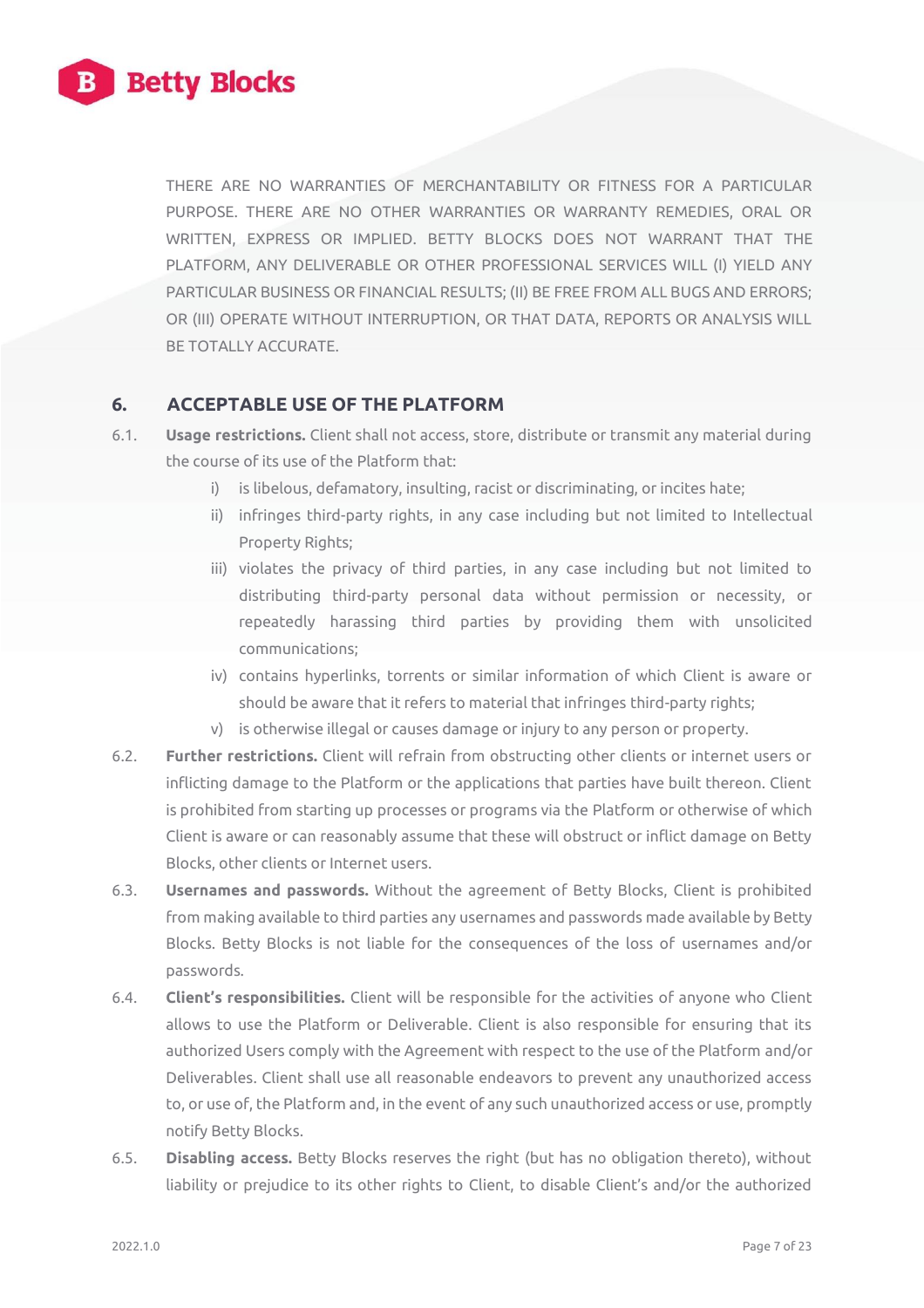THERE ARE NO WARRANTIES OF MERCHANTABILITY OR FITNESS FOR A PARTICULAR PURPOSE. THERE ARE NO OTHER WARRANTIES OR WARRANTY REMEDIES, ORAL OR WRITTEN, EXPRESS OR IMPLIED. BETTY BLOCKS DOES NOT WARRANT THAT THE PLATFORM, ANY DELIVERABLE OR OTHER PROFESSIONAL SERVICES WILL (I) YIELD ANY PARTICULAR BUSINESS OR FINANCIAL RESULTS; (II) BE FREE FROM ALL BUGS AND ERRORS; OR (III) OPERATE WITHOUT INTERRUPTION, OR THAT DATA, REPORTS OR ANALYSIS WILL BE TOTALLY ACCURATE.

## 6. ACCEPTABLE USE OF THE PLATFORM

6.1. **Usage restrictions.** Client shall not access, store, distribute or transmit any material during the course of its use of the Platform that:

- i) is libelous, defamatory, insulting, racist or discriminating, or incites hate;
- ii) infringes third-party rights, in any case including but not limited to Intellectual Property Rights;
- iii) violates the privacy of third parties, in any case including but not limited to distributing third-party personal data without permission or necessity, or repeatedly harassing third parties by providing them with unsolicited communications;
- iv) contains hyperlinks, torrents or similar information of which Client is aware or should be aware that it refers to material that infringes third-party rights;
- v) is otherwise illegal or causes damage or injury to any person or property.

6.2. **Further restrictions.** Client will refrain from obstructing other clients or internet users or inflicting damage to the Platform or the applications that parties have built thereon. Client is prohibited from starting up processes or programs via the Platform or otherwise of which Client is aware or can reasonably assume that these will obstruct or inflict damage on Betty Blocks, other clients or Internet users.

6.3. **Usernames and passwords.** Without the agreement of Betty Blocks, Client is prohibited from making available to third parties any usernames and passwords made available by Betty Blocks. Betty Blocks is not liable for the consequences of the loss of usernames and/or passwords.

6.4. **Client's responsibilities.** Client will be responsible for the activities of anyone who Client allows to use the Platform or Deliverable. Client is also responsible for ensuring that its authorized Users comply with the Agreement with respect to the use of the Platform and/or Deliverables. Client shall use all reasonable endeavors to prevent any unauthorized access to, or use of, the Platform and, in the event of any such unauthorized access or use, promptly notify Betty Blocks.

6.5. **Disabling access.** Betty Blocks reserves the right (but has no obligation thereto), without liability or prejudice to its other rights to Client, to disable Client's and/or the authorized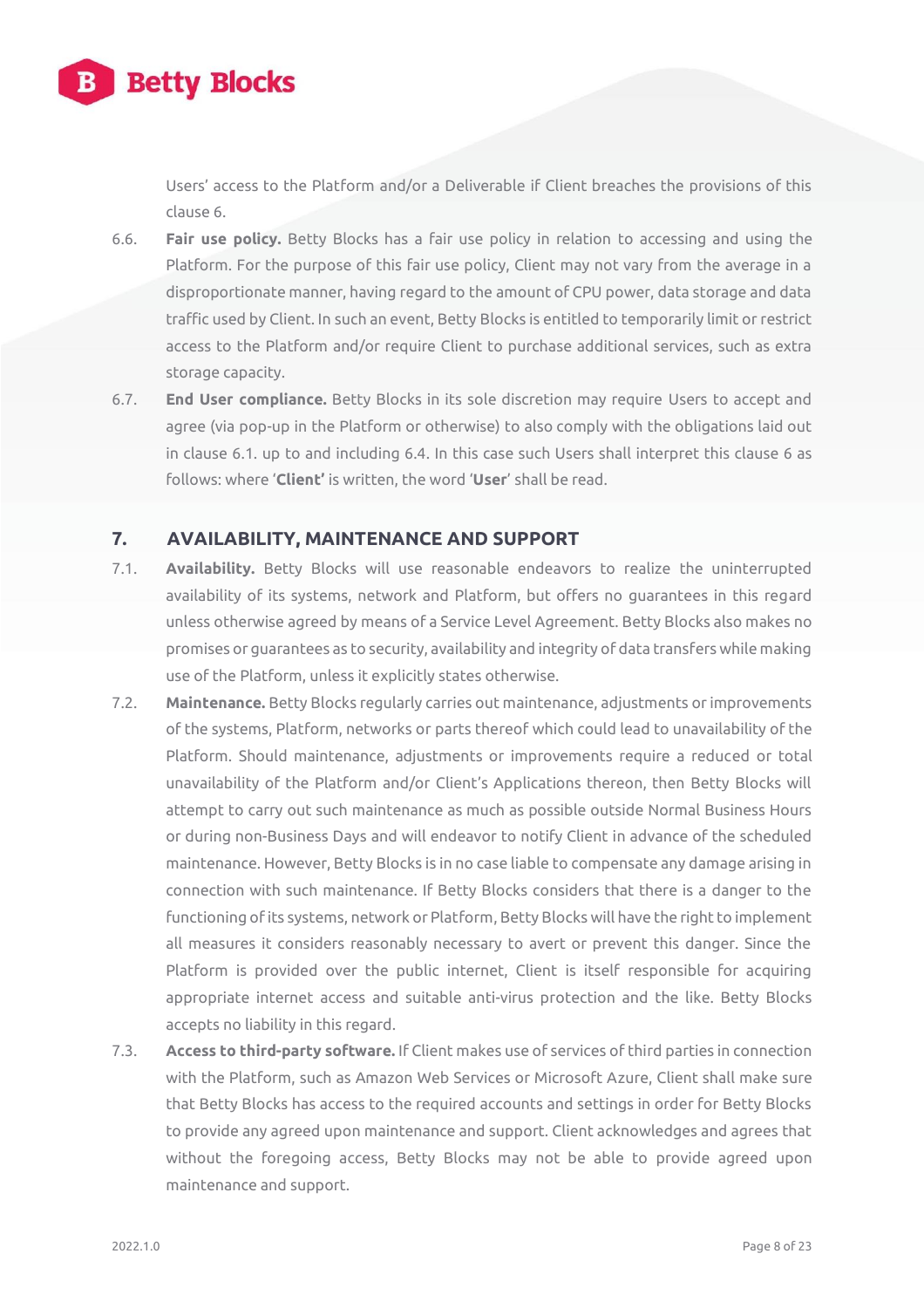Users' access to the Platform and/or a Deliverable if Client breaches the provisions of this clause 6.

6.6. **Fair use policy.** Betty Blocks has a fair use policy in relation to accessing and using the Platform. For the purpose of this fair use policy, Client may not vary from the average in a disproportionate manner, having regard to the amount of CPU power, data storage and data traffic used by Client. In such an event, Betty Blocks is entitled to temporarily limit or restrict access to the Platform and/or require Client to purchase additional services, such as extra storage capacity.

6.7. **End User compliance.** Betty Blocks in its sole discretion may require Users to accept and agree (via pop-up in the Platform or otherwise) to also comply with the obligations laid out in clause 6.1. up to and including 6.4. In this case such Users shall interpret this clause 6 as follows: where '**Client'** is written, the word '**User**' shall be read.

## 7. AVAILABILITY, MAINTENANCE AND SUPPORT

7.1. **Availability.** Betty Blocks will use reasonable endeavors to realize the uninterrupted availability of its systems, network and Platform, but offers no guarantees in this regard unless otherwise agreed by means of a Service Level Agreement. Betty Blocks also makes no promises or guarantees as to security, availability and integrity of data transfers while making use of the Platform, unless it explicitly states otherwise.

7.2. **Maintenance.** Betty Blocks regularly carries out maintenance, adjustments or improvements of the systems, Platform, networks or parts thereof which could lead to unavailability of the Platform. Should maintenance, adjustments or improvements require a reduced or total unavailability of the Platform and/or Client's Applications thereon, then Betty Blocks will attempt to carry out such maintenance as much as possible outside Normal Business Hours or during non-Business Days and will endeavor to notify Client in advance of the scheduled maintenance. However, Betty Blocks is in no case liable to compensate any damage arising in connection with such maintenance. If Betty Blocks considers that there is a danger to the functioning of its systems, network or Platform, Betty Blocks will have the right to implement all measures it considers reasonably necessary to avert or prevent this danger. Since the Platform is provided over the public internet, Client is itself responsible for acquiring appropriate internet access and suitable anti-virus protection and the like. Betty Blocks accepts no liability in this regard.

7.3. **Access to third-party software.** If Client makes use of services of third parties in connection with the Platform, such as Amazon Web Services or Microsoft Azure, Client shall make sure that Betty Blocks has access to the required accounts and settings in order for Betty Blocks to provide any agreed upon maintenance and support. Client acknowledges and agrees that without the foregoing access, Betty Blocks may not be able to provide agreed upon maintenance and support.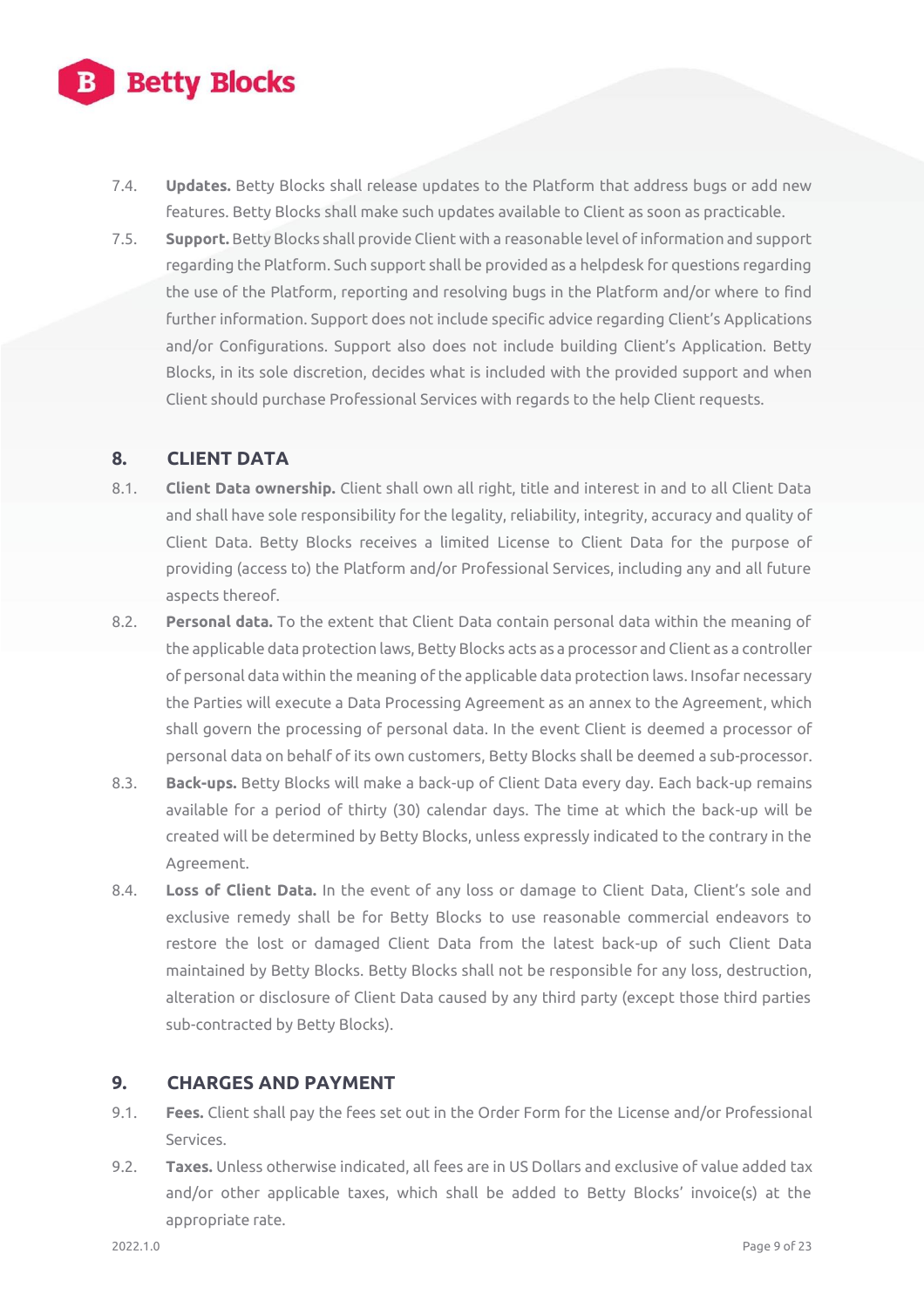7.4. **Updates.** Betty Blocks shall release updates to the Platform that address bugs or add new features. Betty Blocks shall make such updates available to Client as soon as practicable.

7.5. **Support.** Betty Blocks shall provide Client with a reasonable level of information and support regarding the Platform. Such support shall be provided as a helpdesk for questions regarding the use of the Platform, reporting and resolving bugs in the Platform and/or where to find further information. Support does not include specific advice regarding Client's Applications and/or Configurations. Support also does not include building Client's Application. Betty Blocks, in its sole discretion, decides what is included with the provided support and when Client should purchase Professional Services with regards to the help Client requests.

## 8. CLIENT DATA

8.1. **Client Data ownership.** Client shall own all right, title and interest in and to all Client Data and shall have sole responsibility for the legality, reliability, integrity, accuracy and quality of Client Data. Betty Blocks receives a limited License to Client Data for the purpose of providing (access to) the Platform and/or Professional Services, including any and all future aspects thereof.

8.2. **Personal data.** To the extent that Client Data contain personal data within the meaning of the applicable data protection laws, Betty Blocks acts as a processor and Client as a controller of personal data within the meaning of the applicable data protection laws. Insofar necessary the Parties will execute a Data Processing Agreement as an annex to the Agreement, which shall govern the processing of personal data. In the event Client is deemed a processor of personal data on behalf of its own customers, Betty Blocks shall be deemed a sub-processor.

8.3. **Back-ups.** Betty Blocks will make a back-up of Client Data every day. Each back-up remains available for a period of thirty (30) calendar days. The time at which the back-up will be created will be determined by Betty Blocks, unless expressly indicated to the contrary in the Agreement.

8.4. **Loss of Client Data.** In the event of any loss or damage to Client Data, Client's sole and exclusive remedy shall be for Betty Blocks to use reasonable commercial endeavors to restore the lost or damaged Client Data from the latest back-up of such Client Data maintained by Betty Blocks. Betty Blocks shall not be responsible for any loss, destruction, alteration or disclosure of Client Data caused by any third party (except those third parties sub-contracted by Betty Blocks).

## 9. CHARGES AND PAYMENT

9.1. **Fees.** Client shall pay the fees set out in the Order Form for the License and/or Professional Services.

9.2. **Taxes.** Unless otherwise indicated, all fees are in US Dollars and exclusive of value added tax and/or other applicable taxes, which shall be added to Betty Blocks' invoice(s) at the appropriate rate.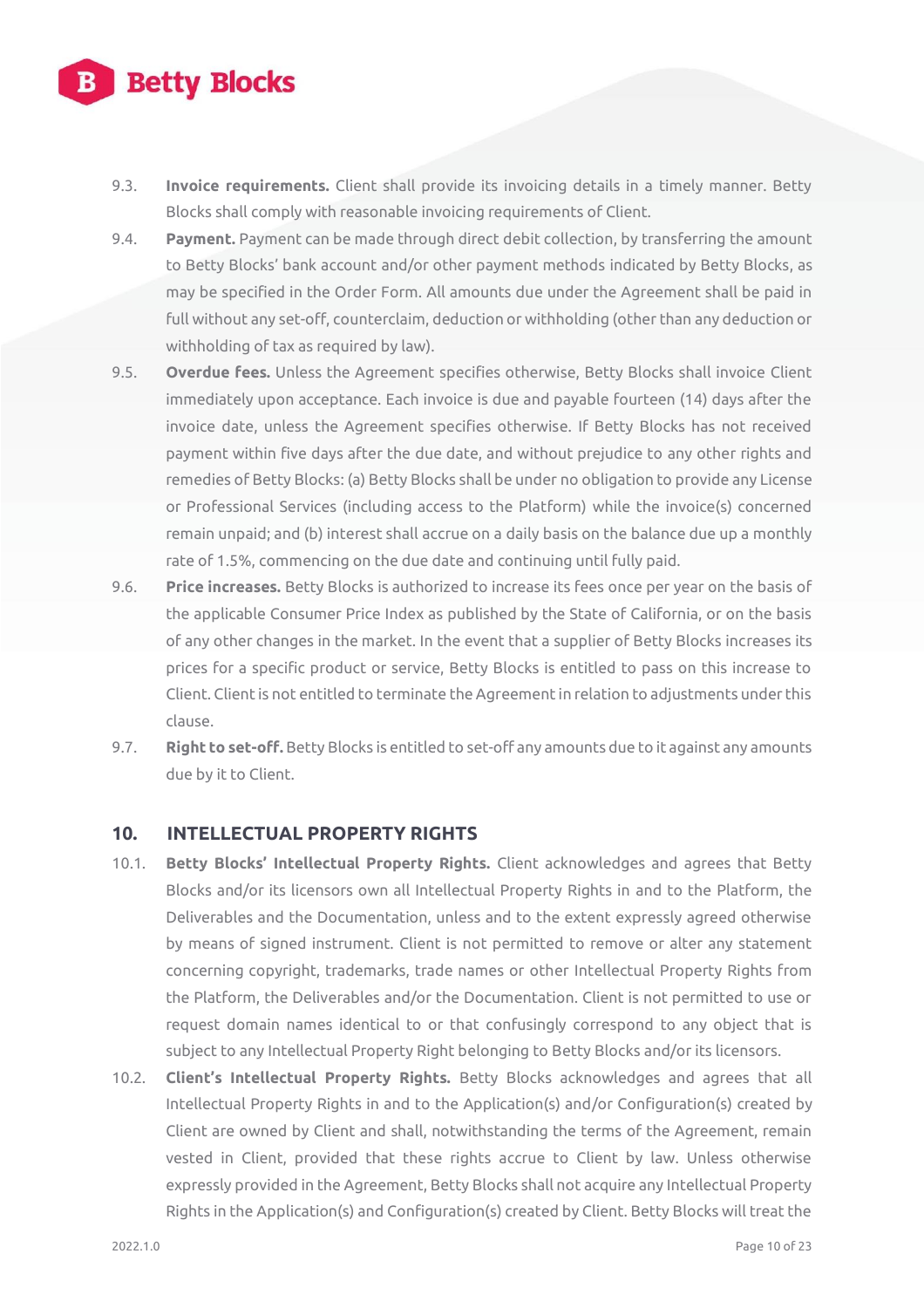9.3. **Invoice requirements.** Client shall provide its invoicing details in a timely manner. Betty Blocks shall comply with reasonable invoicing requirements of Client.

9.4. **Payment.** Payment can be made through direct debit collection, by transferring the amount to Betty Blocks' bank account and/or other payment methods indicated by Betty Blocks, as may be specified in the Order Form. All amounts due under the Agreement shall be paid in full without any set-off, counterclaim, deduction or withholding (other than any deduction or withholding of tax as required by law).

9.5. **Overdue fees.** Unless the Agreement specifies otherwise, Betty Blocks shall invoice Client immediately upon acceptance. Each invoice is due and payable fourteen (14) days after the invoice date, unless the Agreement specifies otherwise. If Betty Blocks has not received payment within five days after the due date, and without prejudice to any other rights and remedies of Betty Blocks: (a) Betty Blocks shall be under no obligation to provide any License or Professional Services (including access to the Platform) while the invoice(s) concerned remain unpaid; and (b) interest shall accrue on a daily basis on the balance due up a monthly rate of 1.5%, commencing on the due date and continuing until fully paid.

9.6. **Price increases.** Betty Blocks is authorized to increase its fees once per year on the basis of the applicable Consumer Price Index as published by the State of California, or on the basis of any other changes in the market. In the event that a supplier of Betty Blocks increases its prices for a specific product or service, Betty Blocks is entitled to pass on this increase to Client. Client is not entitled to terminate the Agreement in relation to adjustments under this clause.

9.7. **Right to set-off.** Betty Blocks is entitled to set-off any amounts due to it against any amounts due by it to Client.

## 10. INTELLECTUAL PROPERTY RIGHTS

10.1. **Betty Blocks' Intellectual Property Rights.** Client acknowledges and agrees that Betty Blocks and/or its licensors own all Intellectual Property Rights in and to the Platform, the Deliverables and the Documentation, unless and to the extent expressly agreed otherwise by means of signed instrument. Client is not permitted to remove or alter any statement concerning copyright, trademarks, trade names or other Intellectual Property Rights from the Platform, the Deliverables and/or the Documentation. Client is not permitted to use or request domain names identical to or that confusingly correspond to any object that is subject to any Intellectual Property Right belonging to Betty Blocks and/or its licensors.

10.2. **Client's Intellectual Property Rights.** Betty Blocks acknowledges and agrees that all Intellectual Property Rights in and to the Application(s) and/or Configuration(s) created by Client are owned by Client and shall, notwithstanding the terms of the Agreement, remain vested in Client, provided that these rights accrue to Client by law. Unless otherwise expressly provided in the Agreement, Betty Blocks shall not acquire any Intellectual Property Rights in the Application(s) and Configuration(s) created by Client. Betty Blocks will treat the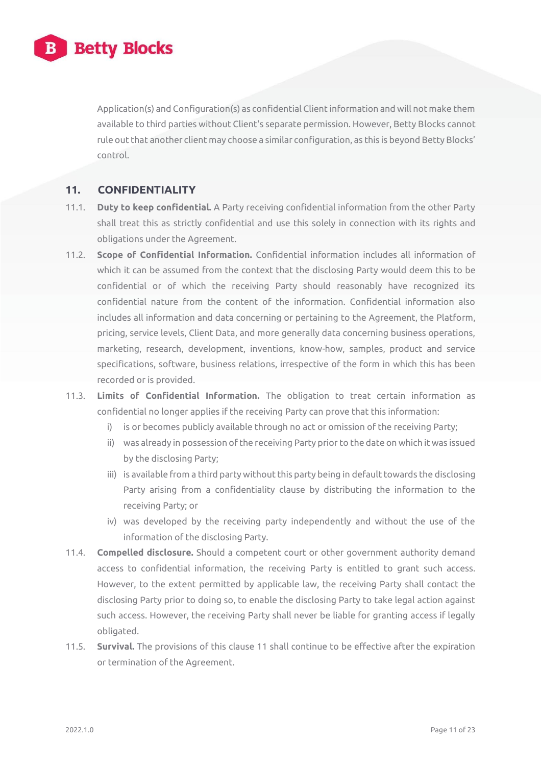Application(s) and Configuration(s) as confidential Client information and will not make them available to third parties without Client's separate permission. However, Betty Blocks cannot rule out that another client may choose a similar configuration, as this is beyond Betty Blocks' control.

## 11. CONFIDENTIALITY

11.1. **Duty to keep confidential.** A Party receiving confidential information from the other Party shall treat this as strictly confidential and use this solely in connection with its rights and obligations under the Agreement.

11.2. **Scope of Confidential Information.** Confidential information includes all information of which it can be assumed from the context that the disclosing Party would deem this to be confidential or of which the receiving Party should reasonably have recognized its confidential nature from the content of the information. Confidential information also includes all information and data concerning or pertaining to the Agreement, the Platform, pricing, service levels, Client Data, and more generally data concerning business operations, marketing, research, development, inventions, know-how, samples, product and service specifications, software, business relations, irrespective of the form in which this has been recorded or is provided.

11.3. **Limits of Confidential Information.** The obligation to treat certain information as confidential no longer applies if the receiving Party can prove that this information:

i) is or becomes publicly available through no act or omission of the receiving Party;

ii) was already in possession of the receiving Party prior to the date on which it was issued by the disclosing Party;

iii) is available from a third party without this party being in default towards the disclosing Party arising from a confidentiality clause by distributing the information to the receiving Party; or

iv) was developed by the receiving party independently and without the use of the information of the disclosing Party.

11.4. **Compelled disclosure.** Should a competent court or other government authority demand access to confidential information, the receiving Party is entitled to grant such access. However, to the extent permitted by applicable law, the receiving Party shall contact the disclosing Party prior to doing so, to enable the disclosing Party to take legal action against such access. However, the receiving Party shall never be liable for granting access if legally obligated.

11.5. **Survival.** The provisions of this clause 11 shall continue to be effective after the expiration or termination of the Agreement.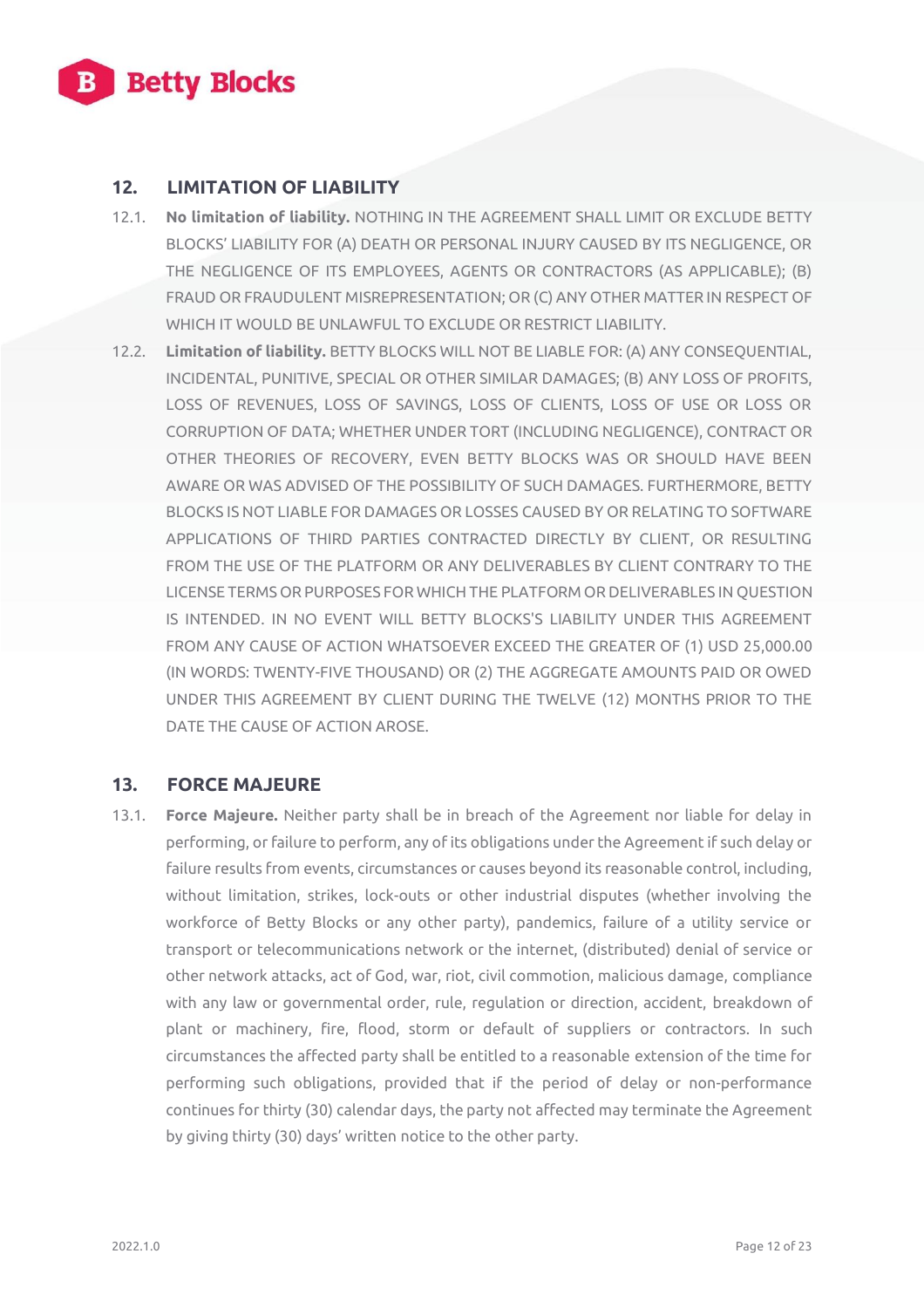## 12. LIMITATION OF LIABILITY

12.1. **No limitation of liability.** NOTHING IN THE AGREEMENT SHALL LIMIT OR EXCLUDE BETTY BLOCKS' LIABILITY FOR (A) DEATH OR PERSONAL INJURY CAUSED BY ITS NEGLIGENCE, OR THE NEGLIGENCE OF ITS EMPLOYEES, AGENTS OR CONTRACTORS (AS APPLICABLE); (B) FRAUD OR FRAUDULENT MISREPRESENTATION; OR (C) ANY OTHER MATTER IN RESPECT OF WHICH IT WOULD BE UNLAWFUL TO EXCLUDE OR RESTRICT LIABILITY.

12.2. **Limitation of liability.** BETTY BLOCKS WILL NOT BE LIABLE FOR: (A) ANY CONSEQUENTIAL, INCIDENTAL, PUNITIVE, SPECIAL OR OTHER SIMILAR DAMAGES; (B) ANY LOSS OF PROFITS, LOSS OF REVENUES, LOSS OF SAVINGS, LOSS OF CLIENTS, LOSS OF USE OR LOSS OR CORRUPTION OF DATA; WHETHER UNDER TORT (INCLUDING NEGLIGENCE), CONTRACT OR OTHER THEORIES OF RECOVERY, EVEN BETTY BLOCKS WAS OR SHOULD HAVE BEEN AWARE OR WAS ADVISED OF THE POSSIBILITY OF SUCH DAMAGES. FURTHERMORE, BETTY BLOCKS IS NOT LIABLE FOR DAMAGES OR LOSSES CAUSED BY OR RELATING TO SOFTWARE APPLICATIONS OF THIRD PARTIES CONTRACTED DIRECTLY BY CLIENT, OR RESULTING FROM THE USE OF THE PLATFORM OR ANY DELIVERABLES BY CLIENT CONTRARY TO THE LICENSE TERMS OR PURPOSES FOR WHICH THE PLATFORM OR DELIVERABLES IN QUESTION IS INTENDED. IN NO EVENT WILL BETTY BLOCKS'S LIABILITY UNDER THIS AGREEMENT FROM ANY CAUSE OF ACTION WHATSOEVER EXCEED THE GREATER OF (1) USD 25,000.00 (IN WORDS: TWENTY-FIVE THOUSAND) OR (2) THE AGGREGATE AMOUNTS PAID OR OWED UNDER THIS AGREEMENT BY CLIENT DURING THE TWELVE (12) MONTHS PRIOR TO THE DATE THE CAUSE OF ACTION AROSE.

## 13. FORCE MAJEURE

13.1. **Force Majeure.** Neither party shall be in breach of the Agreement nor liable for delay in performing, or failure to perform, any of its obligations under the Agreement if such delay or failure results from events, circumstances or causes beyond its reasonable control, including, without limitation, strikes, lock-outs or other industrial disputes (whether involving the workforce of Betty Blocks or any other party), pandemics, failure of a utility service or transport or telecommunications network or the internet, (distributed) denial of service or other network attacks, act of God, war, riot, civil commotion, malicious damage, compliance with any law or governmental order, rule, regulation or direction, accident, breakdown of plant or machinery, fire, flood, storm or default of suppliers or contractors. In such circumstances the affected party shall be entitled to a reasonable extension of the time for performing such obligations, provided that if the period of delay or non-performance continues for thirty (30) calendar days, the party not affected may terminate the Agreement by giving thirty (30) days' written notice to the other party.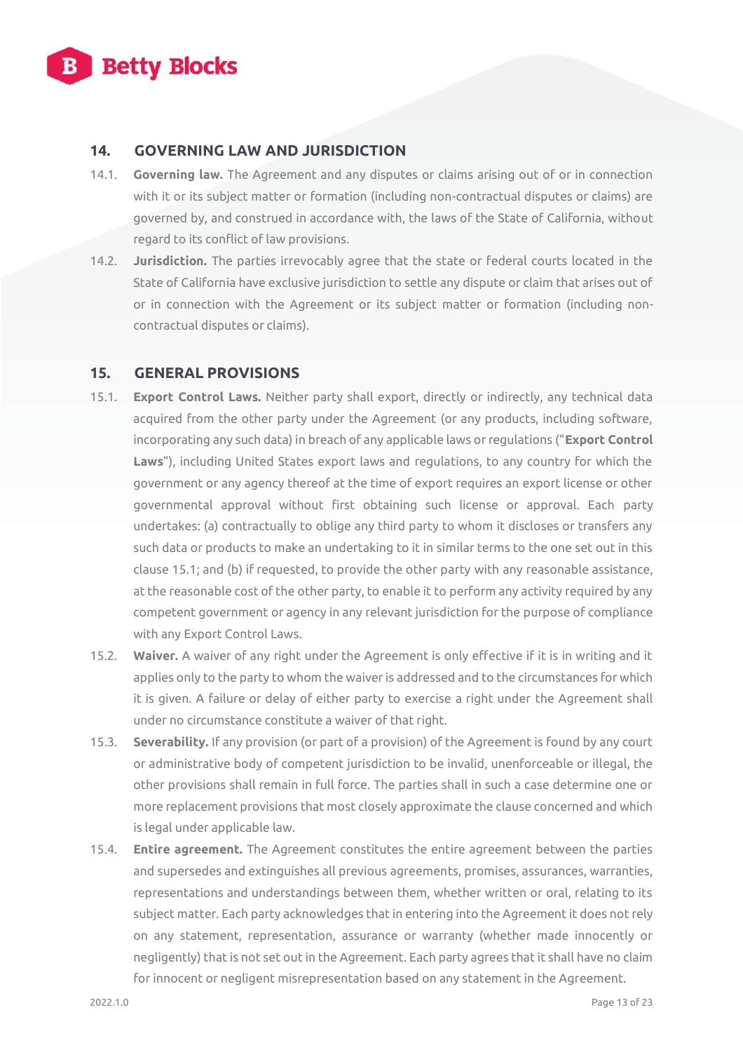## 14. GOVERNING LAW AND JURISDICTION

14.1. **Governing law.** The Agreement and any disputes or claims arising out of or in connection with it or its subject matter or formation (including non-contractual disputes or claims) are governed by, and construed in accordance with, the laws of the State of California, without regard to its conflict of law provisions.

14.2. **Jurisdiction.** The parties irrevocably agree that the state or federal courts located in the State of California have exclusive jurisdiction to settle any dispute or claim that arises out of or in connection with the Agreement or its subject matter or formation (including non-contractual disputes or claims).

## 15. GENERAL PROVISIONS

15.1. **Export Control Laws.** Neither party shall export, directly or indirectly, any technical data acquired from the other party under the Agreement (or any products, including software, incorporating any such data) in breach of any applicable laws or regulations ("**Export Control Laws**"), including United States export laws and regulations, to any country for which the government or any agency thereof at the time of export requires an export license or other governmental approval without first obtaining such license or approval. Each party undertakes: (a) contractually to oblige any third party to whom it discloses or transfers any such data or products to make an undertaking to it in similar terms to the one set out in this clause 15.1; and (b) if requested, to provide the other party with any reasonable assistance, at the reasonable cost of the other party, to enable it to perform any activity required by any competent government or agency in any relevant jurisdiction for the purpose of compliance with any Export Control Laws.

15.2. **Waiver.** A waiver of any right under the Agreement is only effective if it is in writing and it applies only to the party to whom the waiver is addressed and to the circumstances for which it is given. A failure or delay of either party to exercise a right under the Agreement shall under no circumstance constitute a waiver of that right.

15.3. **Severability.** If any provision (or part of a provision) of the Agreement is found by any court or administrative body of competent jurisdiction to be invalid, unenforceable or illegal, the other provisions shall remain in full force. The parties shall in such a case determine one or more replacement provisions that most closely approximate the clause concerned and which is legal under applicable law.

15.4. **Entire agreement.** The Agreement constitutes the entire agreement between the parties and supersedes and extinguishes all previous agreements, promises, assurances, warranties, representations and understandings between them, whether written or oral, relating to its subject matter. Each party acknowledges that in entering into the Agreement it does not rely on any statement, representation, assurance or warranty (whether made innocently or negligently) that is not set out in the Agreement. Each party agrees that it shall have no claim for innocent or negligent misrepresentation based on any statement in the Agreement.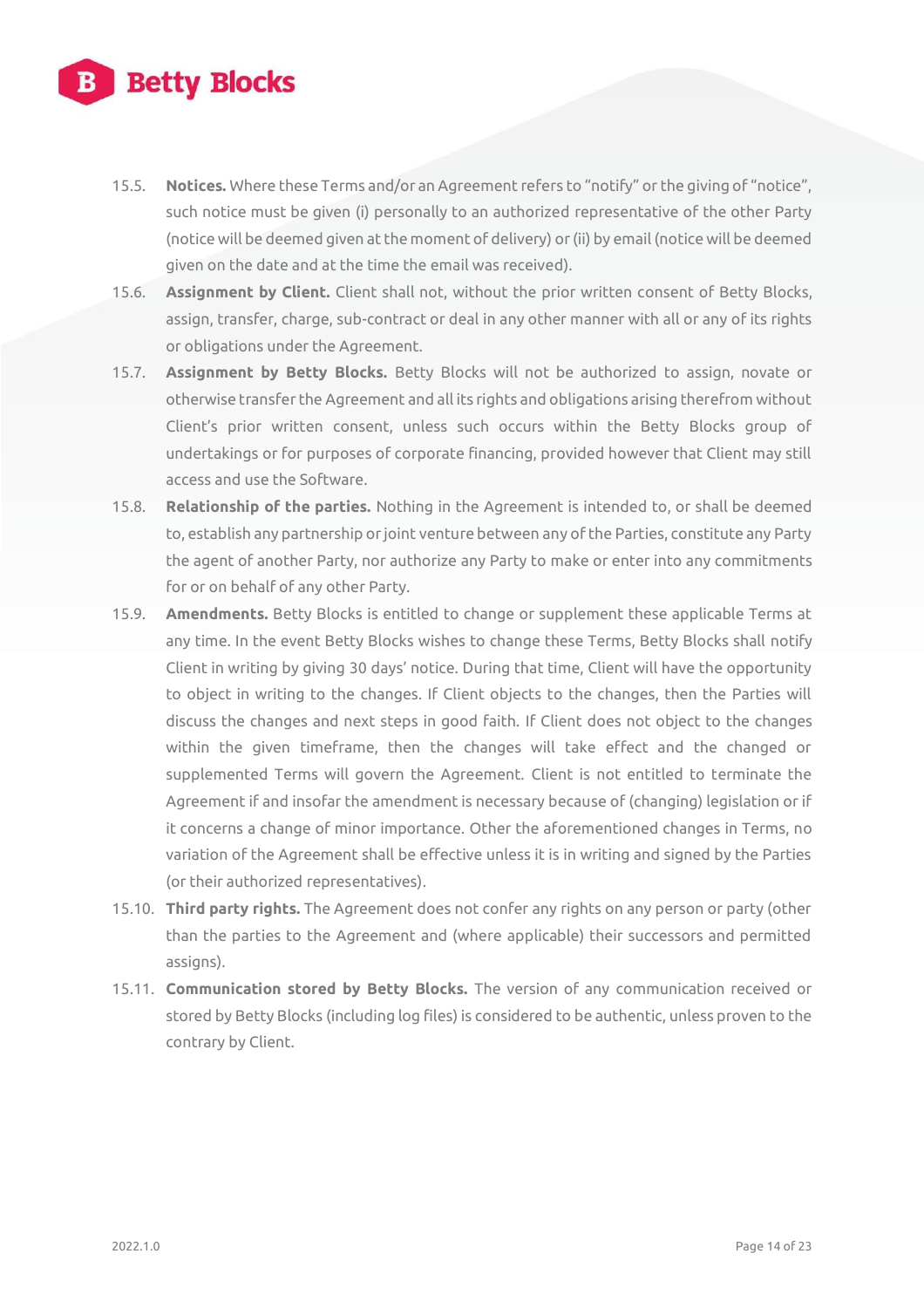15.5. **Notices.** Where these Terms and/or an Agreement refers to "notify" or the giving of "notice", such notice must be given (i) personally to an authorized representative of the other Party (notice will be deemed given at the moment of delivery) or (ii) by email (notice will be deemed given on the date and at the time the email was received).

15.6. **Assignment by Client.** Client shall not, without the prior written consent of Betty Blocks, assign, transfer, charge, sub-contract or deal in any other manner with all or any of its rights or obligations under the Agreement.

15.7. **Assignment by Betty Blocks.** Betty Blocks will not be authorized to assign, novate or otherwise transfer the Agreement and all its rights and obligations arising therefrom without Client's prior written consent, unless such occurs within the Betty Blocks group of undertakings or for purposes of corporate financing, provided however that Client may still access and use the Software.

15.8. **Relationship of the parties.** Nothing in the Agreement is intended to, or shall be deemed to, establish any partnership or joint venture between any of the Parties, constitute any Party the agent of another Party, nor authorize any Party to make or enter into any commitments for or on behalf of any other Party.

15.9. **Amendments.** Betty Blocks is entitled to change or supplement these applicable Terms at any time. In the event Betty Blocks wishes to change these Terms, Betty Blocks shall notify Client in writing by giving 30 days' notice. During that time, Client will have the opportunity to object in writing to the changes. If Client objects to the changes, then the Parties will discuss the changes and next steps in good faith. If Client does not object to the changes within the given timeframe, then the changes will take effect and the changed or supplemented Terms will govern the Agreement. Client is not entitled to terminate the Agreement if and insofar the amendment is necessary because of (changing) legislation or if it concerns a change of minor importance. Other the aforementioned changes in Terms, no variation of the Agreement shall be effective unless it is in writing and signed by the Parties (or their authorized representatives).

15.10. **Third party rights.** The Agreement does not confer any rights on any person or party (other than the parties to the Agreement and (where applicable) their successors and permitted assigns).

15.11. **Communication stored by Betty Blocks.** The version of any communication received or stored by Betty Blocks (including log files) is considered to be authentic, unless proven to the contrary by Client.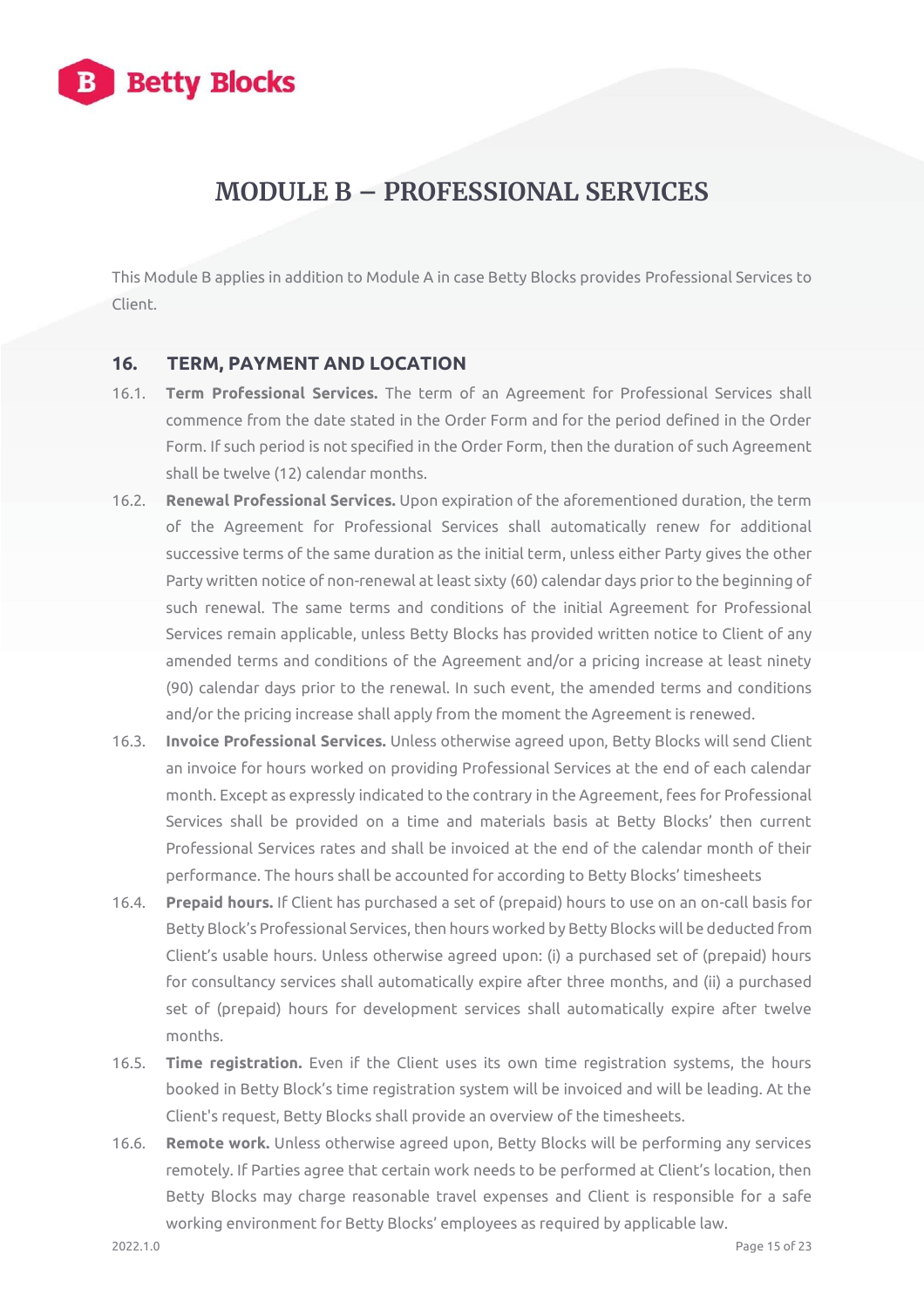# MODULE B – PROFESSIONAL SERVICES

This Module B applies in addition to Module A in case Betty Blocks provides Professional Services to Client.

## 16. TERM, PAYMENT AND LOCATION

16.1. **Term Professional Services.** The term of an Agreement for Professional Services shall commence from the date stated in the Order Form and for the period defined in the Order Form. If such period is not specified in the Order Form, then the duration of such Agreement shall be twelve (12) calendar months.

16.2. **Renewal Professional Services.** Upon expiration of the aforementioned duration, the term of the Agreement for Professional Services shall automatically renew for additional successive terms of the same duration as the initial term, unless either Party gives the other Party written notice of non-renewal at least sixty (60) calendar days prior to the beginning of such renewal. The same terms and conditions of the initial Agreement for Professional Services remain applicable, unless Betty Blocks has provided written notice to Client of any amended terms and conditions of the Agreement and/or a pricing increase at least ninety (90) calendar days prior to the renewal. In such event, the amended terms and conditions and/or the pricing increase shall apply from the moment the Agreement is renewed.

16.3. **Invoice Professional Services.** Unless otherwise agreed upon, Betty Blocks will send Client an invoice for hours worked on providing Professional Services at the end of each calendar month. Except as expressly indicated to the contrary in the Agreement, fees for Professional Services shall be provided on a time and materials basis at Betty Blocks' then current Professional Services rates and shall be invoiced at the end of the calendar month of their performance. The hours shall be accounted for according to Betty Blocks' timesheets

16.4. **Prepaid hours.** If Client has purchased a set of (prepaid) hours to use on an on-call basis for Betty Block's Professional Services, then hours worked by Betty Blocks will be deducted from Client's usable hours. Unless otherwise agreed upon: (i) a purchased set of (prepaid) hours for consultancy services shall automatically expire after three months, and (ii) a purchased set of (prepaid) hours for development services shall automatically expire after twelve months.

16.5. **Time registration.** Even if the Client uses its own time registration systems, the hours booked in Betty Block's time registration system will be invoiced and will be leading. At the Client's request, Betty Blocks shall provide an overview of the timesheets.

16.6. **Remote work.** Unless otherwise agreed upon, Betty Blocks will be performing any services remotely. If Parties agree that certain work needs to be performed at Client's location, then Betty Blocks may charge reasonable travel expenses and Client is responsible for a safe working environment for Betty Blocks' employees as required by applicable law.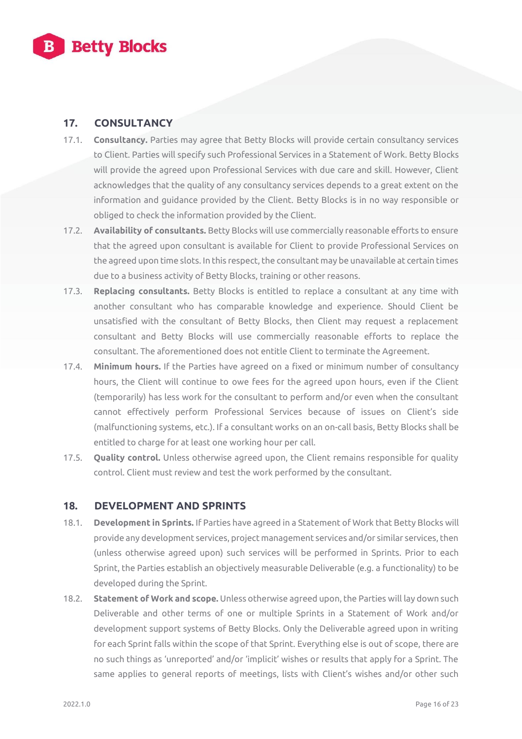## 17. CONSULTANCY

17.1. **Consultancy.** Parties may agree that Betty Blocks will provide certain consultancy services to Client. Parties will specify such Professional Services in a Statement of Work. Betty Blocks will provide the agreed upon Professional Services with due care and skill. However, Client acknowledges that the quality of any consultancy services depends to a great extent on the information and guidance provided by the Client. Betty Blocks is in no way responsible or obliged to check the information provided by the Client.

17.2. **Availability of consultants.** Betty Blocks will use commercially reasonable efforts to ensure that the agreed upon consultant is available for Client to provide Professional Services on the agreed upon time slots. In this respect, the consultant may be unavailable at certain times due to a business activity of Betty Blocks, training or other reasons.

17.3. **Replacing consultants.** Betty Blocks is entitled to replace a consultant at any time with another consultant who has comparable knowledge and experience. Should Client be unsatisfied with the consultant of Betty Blocks, then Client may request a replacement consultant and Betty Blocks will use commercially reasonable efforts to replace the consultant. The aforementioned does not entitle Client to terminate the Agreement.

17.4. **Minimum hours.** If the Parties have agreed on a fixed or minimum number of consultancy hours, the Client will continue to owe fees for the agreed upon hours, even if the Client (temporarily) has less work for the consultant to perform and/or even when the consultant cannot effectively perform Professional Services because of issues on Client's side (malfunctioning systems, etc.). If a consultant works on an on-call basis, Betty Blocks shall be entitled to charge for at least one working hour per call.

17.5. **Quality control.** Unless otherwise agreed upon, the Client remains responsible for quality control. Client must review and test the work performed by the consultant.

## 18. DEVELOPMENT AND SPRINTS

18.1. **Development in Sprints.** If Parties have agreed in a Statement of Work that Betty Blocks will provide any development services, project management services and/or similar services, then (unless otherwise agreed upon) such services will be performed in Sprints. Prior to each Sprint, the Parties establish an objectively measurable Deliverable (e.g. a functionality) to be developed during the Sprint.

18.2. **Statement of Work and scope.** Unless otherwise agreed upon, the Parties will lay down such Deliverable and other terms of one or multiple Sprints in a Statement of Work and/or development support systems of Betty Blocks. Only the Deliverable agreed upon in writing for each Sprint falls within the scope of that Sprint. Everything else is out of scope, there are no such things as 'unreported' and/or 'implicit' wishes or results that apply for a Sprint. The same applies to general reports of meetings, lists with Client's wishes and/or other such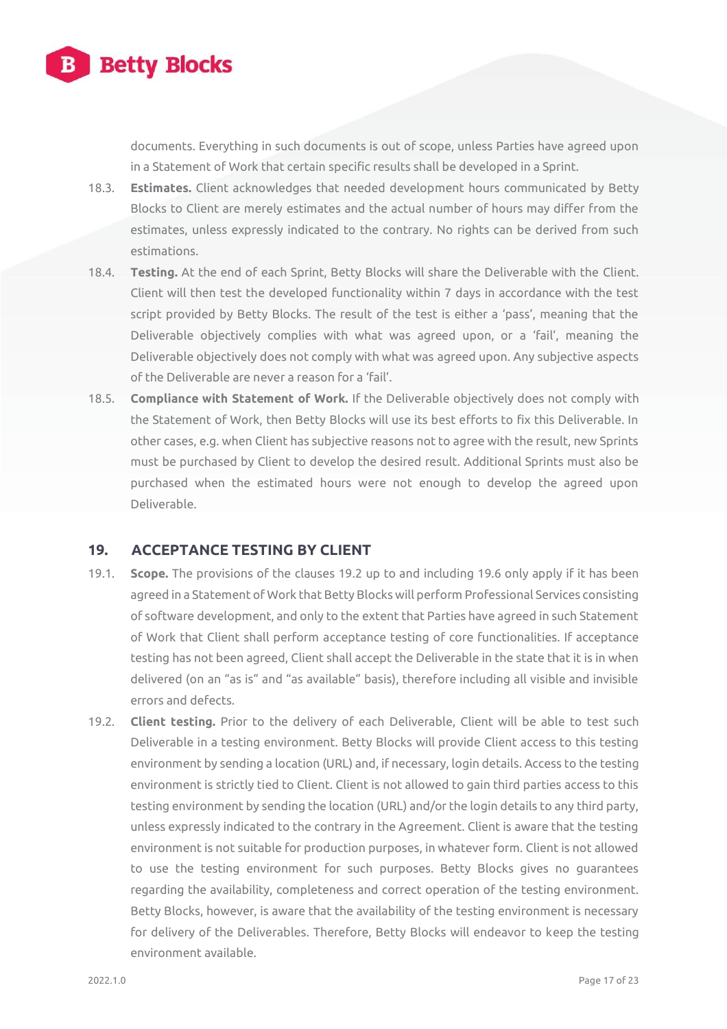documents. Everything in such documents is out of scope, unless Parties have agreed upon in a Statement of Work that certain specific results shall be developed in a Sprint.

18.3. **Estimates.** Client acknowledges that needed development hours communicated by Betty Blocks to Client are merely estimates and the actual number of hours may differ from the estimates, unless expressly indicated to the contrary. No rights can be derived from such estimations.

18.4. **Testing.** At the end of each Sprint, Betty Blocks will share the Deliverable with the Client. Client will then test the developed functionality within 7 days in accordance with the test script provided by Betty Blocks. The result of the test is either a 'pass', meaning that the Deliverable objectively complies with what was agreed upon, or a 'fail', meaning the Deliverable objectively does not comply with what was agreed upon. Any subjective aspects of the Deliverable are never a reason for a 'fail'.

18.5. **Compliance with Statement of Work.** If the Deliverable objectively does not comply with the Statement of Work, then Betty Blocks will use its best efforts to fix this Deliverable. In other cases, e.g. when Client has subjective reasons not to agree with the result, new Sprints must be purchased by Client to develop the desired result. Additional Sprints must also be purchased when the estimated hours were not enough to develop the agreed upon Deliverable.

## 19. ACCEPTANCE TESTING BY CLIENT

19.1. **Scope.** The provisions of the clauses 19.2 up to and including 19.6 only apply if it has been agreed in a Statement of Work that Betty Blocks will perform Professional Services consisting of software development, and only to the extent that Parties have agreed in such Statement of Work that Client shall perform acceptance testing of core functionalities. If acceptance testing has not been agreed, Client shall accept the Deliverable in the state that it is in when delivered (on an "as is" and "as available" basis), therefore including all visible and invisible errors and defects.

19.2. **Client testing.** Prior to the delivery of each Deliverable, Client will be able to test such Deliverable in a testing environment. Betty Blocks will provide Client access to this testing environment by sending a location (URL) and, if necessary, login details. Access to the testing environment is strictly tied to Client. Client is not allowed to gain third parties access to this testing environment by sending the location (URL) and/or the login details to any third party, unless expressly indicated to the contrary in the Agreement. Client is aware that the testing environment is not suitable for production purposes, in whatever form. Client is not allowed to use the testing environment for such purposes. Betty Blocks gives no guarantees regarding the availability, completeness and correct operation of the testing environment. Betty Blocks, however, is aware that the availability of the testing environment is necessary for delivery of the Deliverables. Therefore, Betty Blocks will endeavor to keep the testing environment available.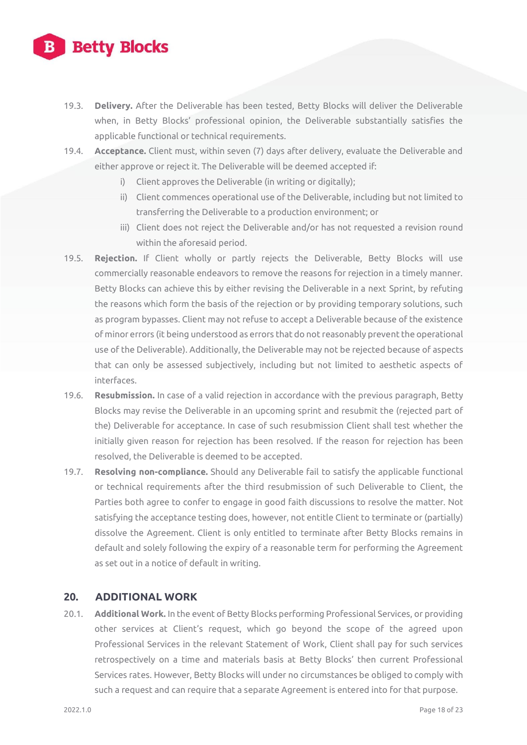19.3. **Delivery.** After the Deliverable has been tested, Betty Blocks will deliver the Deliverable when, in Betty Blocks' professional opinion, the Deliverable substantially satisfies the applicable functional or technical requirements.

19.4. **Acceptance.** Client must, within seven (7) days after delivery, evaluate the Deliverable and either approve or reject it. The Deliverable will be deemed accepted if:

   i) Client approves the Deliverable (in writing or digitally);
   
   ii) Client commences operational use of the Deliverable, including but not limited to transferring the Deliverable to a production environment; or
   
   iii) Client does not reject the Deliverable and/or has not requested a revision round within the aforesaid period.

19.5. **Rejection.** If Client wholly or partly rejects the Deliverable, Betty Blocks will use commercially reasonable endeavors to remove the reasons for rejection in a timely manner. Betty Blocks can achieve this by either revising the Deliverable in a next Sprint, by refuting the reasons which form the basis of the rejection or by providing temporary solutions, such as program bypasses. Client may not refuse to accept a Deliverable because of the existence of minor errors (it being understood as errors that do not reasonably prevent the operational use of the Deliverable). Additionally, the Deliverable may not be rejected because of aspects that can only be assessed subjectively, including but not limited to aesthetic aspects of interfaces.

19.6. **Resubmission.** In case of a valid rejection in accordance with the previous paragraph, Betty Blocks may revise the Deliverable in an upcoming sprint and resubmit the (rejected part of the) Deliverable for acceptance. In case of such resubmission Client shall test whether the initially given reason for rejection has been resolved. If the reason for rejection has been resolved, the Deliverable is deemed to be accepted.

19.7. **Resolving non-compliance.** Should any Deliverable fail to satisfy the applicable functional or technical requirements after the third resubmission of such Deliverable to Client, the Parties both agree to confer to engage in good faith discussions to resolve the matter. Not satisfying the acceptance testing does, however, not entitle Client to terminate or (partially) dissolve the Agreement. Client is only entitled to terminate after Betty Blocks remains in default and solely following the expiry of a reasonable term for performing the Agreement as set out in a notice of default in writing.

## 20. ADDITIONAL WORK

20.1. **Additional Work.** In the event of Betty Blocks performing Professional Services, or providing other services at Client's request, which go beyond the scope of the agreed upon Professional Services in the relevant Statement of Work, Client shall pay for such services retrospectively on a time and materials basis at Betty Blocks' then current Professional Services rates. However, Betty Blocks will under no circumstances be obliged to comply with such a request and can require that a separate Agreement is entered into for that purpose.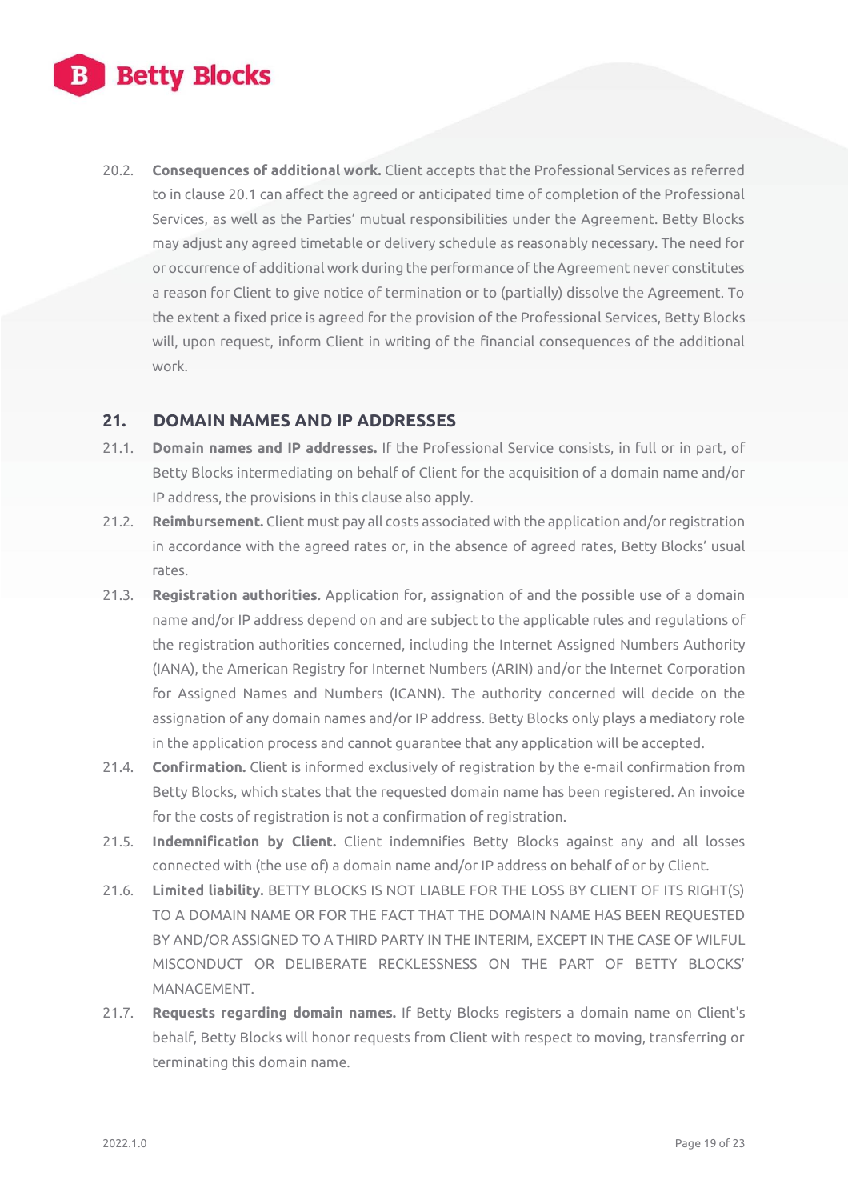20.2. **Consequences of additional work.** Client accepts that the Professional Services as referred to in clause 20.1 can affect the agreed or anticipated time of completion of the Professional Services, as well as the Parties' mutual responsibilities under the Agreement. Betty Blocks may adjust any agreed timetable or delivery schedule as reasonably necessary. The need for or occurrence of additional work during the performance of the Agreement never constitutes a reason for Client to give notice of termination or to (partially) dissolve the Agreement. To the extent a fixed price is agreed for the provision of the Professional Services, Betty Blocks will, upon request, inform Client in writing of the financial consequences of the additional work.

## 21. DOMAIN NAMES AND IP ADDRESSES

21.1. **Domain names and IP addresses.** If the Professional Service consists, in full or in part, of Betty Blocks intermediating on behalf of Client for the acquisition of a domain name and/or IP address, the provisions in this clause also apply.

21.2. **Reimbursement.** Client must pay all costs associated with the application and/or registration in accordance with the agreed rates or, in the absence of agreed rates, Betty Blocks' usual rates.

21.3. **Registration authorities.** Application for, assignation of and the possible use of a domain name and/or IP address depend on and are subject to the applicable rules and regulations of the registration authorities concerned, including the Internet Assigned Numbers Authority (IANA), the American Registry for Internet Numbers (ARIN) and/or the Internet Corporation for Assigned Names and Numbers (ICANN). The authority concerned will decide on the assignation of any domain names and/or IP address. Betty Blocks only plays a mediatory role in the application process and cannot guarantee that any application will be accepted.

21.4. **Confirmation.** Client is informed exclusively of registration by the e-mail confirmation from Betty Blocks, which states that the requested domain name has been registered. An invoice for the costs of registration is not a confirmation of registration.

21.5. **Indemnification by Client.** Client indemnifies Betty Blocks against any and all losses connected with (the use of) a domain name and/or IP address on behalf of or by Client.

21.6. **Limited liability.** BETTY BLOCKS IS NOT LIABLE FOR THE LOSS BY CLIENT OF ITS RIGHT(S) TO A DOMAIN NAME OR FOR THE FACT THAT THE DOMAIN NAME HAS BEEN REQUESTED BY AND/OR ASSIGNED TO A THIRD PARTY IN THE INTERIM, EXCEPT IN THE CASE OF WILFUL MISCONDUCT OR DELIBERATE RECKLESSNESS ON THE PART OF BETTY BLOCKS' MANAGEMENT.

21.7. **Requests regarding domain names.** If Betty Blocks registers a domain name on Client's behalf, Betty Blocks will honor requests from Client with respect to moving, transferring or terminating this domain name.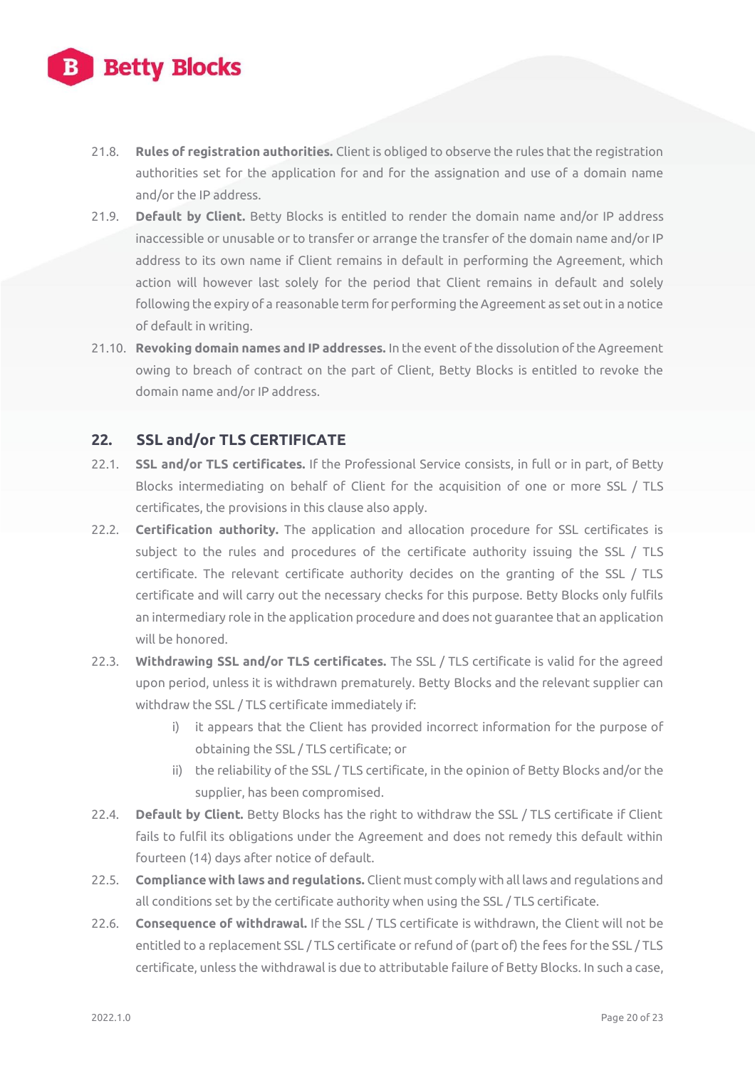21.8. **Rules of registration authorities.** Client is obliged to observe the rules that the registration authorities set for the application for and for the assignation and use of a domain name and/or the IP address.

21.9. **Default by Client.** Betty Blocks is entitled to render the domain name and/or IP address inaccessible or unusable or to transfer or arrange the transfer of the domain name and/or IP address to its own name if Client remains in default in performing the Agreement, which action will however last solely for the period that Client remains in default and solely following the expiry of a reasonable term for performing the Agreement as set out in a notice of default in writing.

21.10. **Revoking domain names and IP addresses.** In the event of the dissolution of the Agreement owing to breach of contract on the part of Client, Betty Blocks is entitled to revoke the domain name and/or IP address.

## 22. SSL and/or TLS CERTIFICATE

22.1. **SSL and/or TLS certificates.** If the Professional Service consists, in full or in part, of Betty Blocks intermediating on behalf of Client for the acquisition of one or more SSL / TLS certificates, the provisions in this clause also apply.

22.2. **Certification authority.** The application and allocation procedure for SSL certificates is subject to the rules and procedures of the certificate authority issuing the SSL / TLS certificate. The relevant certificate authority decides on the granting of the SSL / TLS certificate and will carry out the necessary checks for this purpose. Betty Blocks only fulfils an intermediary role in the application procedure and does not guarantee that an application will be honored.

22.3. **Withdrawing SSL and/or TLS certificates.** The SSL / TLS certificate is valid for the agreed upon period, unless it is withdrawn prematurely. Betty Blocks and the relevant supplier can withdraw the SSL / TLS certificate immediately if:

   i) it appears that the Client has provided incorrect information for the purpose of obtaining the SSL / TLS certificate; or

   ii) the reliability of the SSL / TLS certificate, in the opinion of Betty Blocks and/or the supplier, has been compromised.

22.4. **Default by Client.** Betty Blocks has the right to withdraw the SSL / TLS certificate if Client fails to fulfil its obligations under the Agreement and does not remedy this default within fourteen (14) days after notice of default.

22.5. **Compliance with laws and regulations.** Client must comply with all laws and regulations and all conditions set by the certificate authority when using the SSL / TLS certificate.

22.6. **Consequence of withdrawal.** If the SSL / TLS certificate is withdrawn, the Client will not be entitled to a replacement SSL / TLS certificate or refund of (part of) the fees for the SSL / TLS certificate, unless the withdrawal is due to attributable failure of Betty Blocks. In such a case,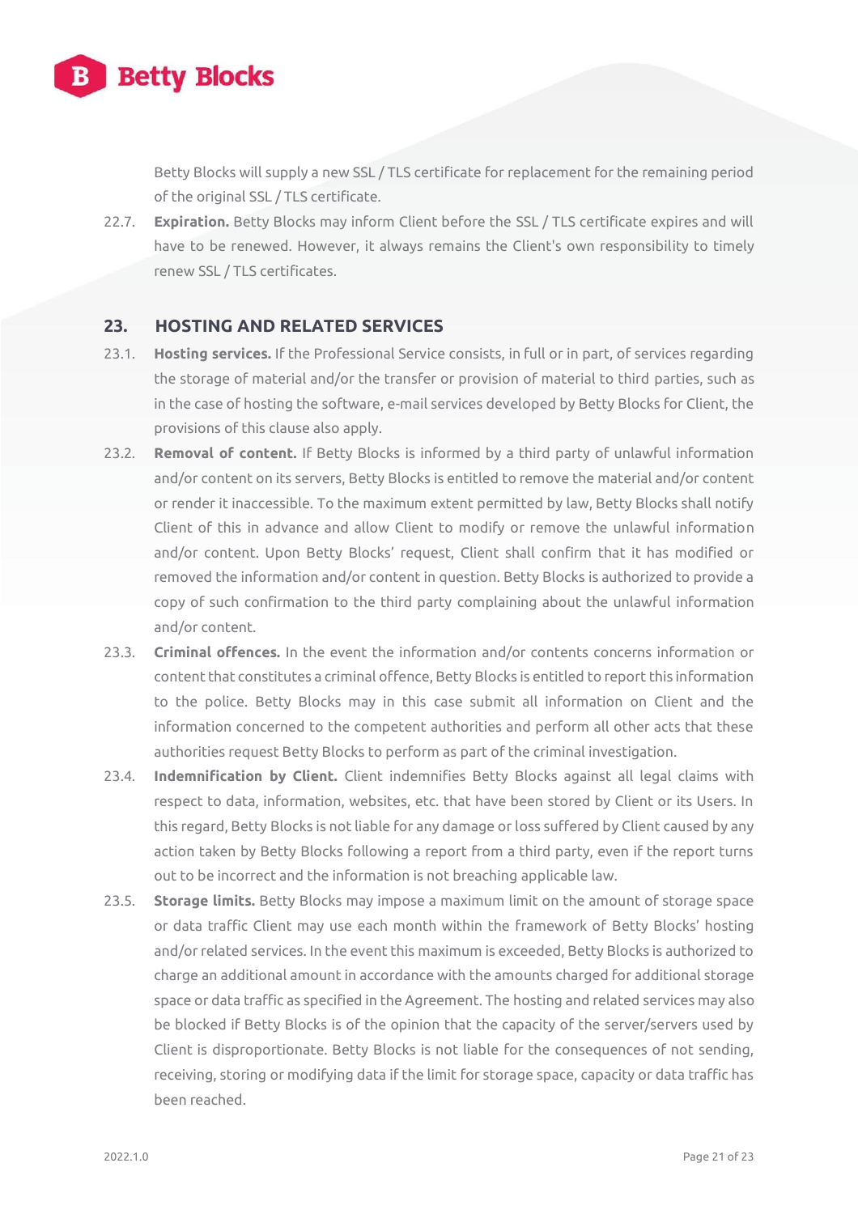Betty Blocks will supply a new SSL / TLS certificate for replacement for the remaining period of the original SSL / TLS certificate.

22.7. **Expiration.** Betty Blocks may inform Client before the SSL / TLS certificate expires and will have to be renewed. However, it always remains the Client's own responsibility to timely renew SSL / TLS certificates.

## 23. HOSTING AND RELATED SERVICES

23.1. **Hosting services.** If the Professional Service consists, in full or in part, of services regarding the storage of material and/or the transfer or provision of material to third parties, such as in the case of hosting the software, e-mail services developed by Betty Blocks for Client, the provisions of this clause also apply.

23.2. **Removal of content.** If Betty Blocks is informed by a third party of unlawful information and/or content on its servers, Betty Blocks is entitled to remove the material and/or content or render it inaccessible. To the maximum extent permitted by law, Betty Blocks shall notify Client of this in advance and allow Client to modify or remove the unlawful information and/or content. Upon Betty Blocks' request, Client shall confirm that it has modified or removed the information and/or content in question. Betty Blocks is authorized to provide a copy of such confirmation to the third party complaining about the unlawful information and/or content.

23.3. **Criminal offences.** In the event the information and/or contents concerns information or content that constitutes a criminal offence, Betty Blocks is entitled to report this information to the police. Betty Blocks may in this case submit all information on Client and the information concerned to the competent authorities and perform all other acts that these authorities request Betty Blocks to perform as part of the criminal investigation.

23.4. **Indemnification by Client.** Client indemnifies Betty Blocks against all legal claims with respect to data, information, websites, etc. that have been stored by Client or its Users. In this regard, Betty Blocks is not liable for any damage or loss suffered by Client caused by any action taken by Betty Blocks following a report from a third party, even if the report turns out to be incorrect and the information is not breaching applicable law.

23.5. **Storage limits.** Betty Blocks may impose a maximum limit on the amount of storage space or data traffic Client may use each month within the framework of Betty Blocks' hosting and/or related services. In the event this maximum is exceeded, Betty Blocks is authorized to charge an additional amount in accordance with the amounts charged for additional storage space or data traffic as specified in the Agreement. The hosting and related services may also be blocked if Betty Blocks is of the opinion that the capacity of the server/servers used by Client is disproportionate. Betty Blocks is not liable for the consequences of not sending, receiving, storing or modifying data if the limit for storage space, capacity or data traffic has been reached.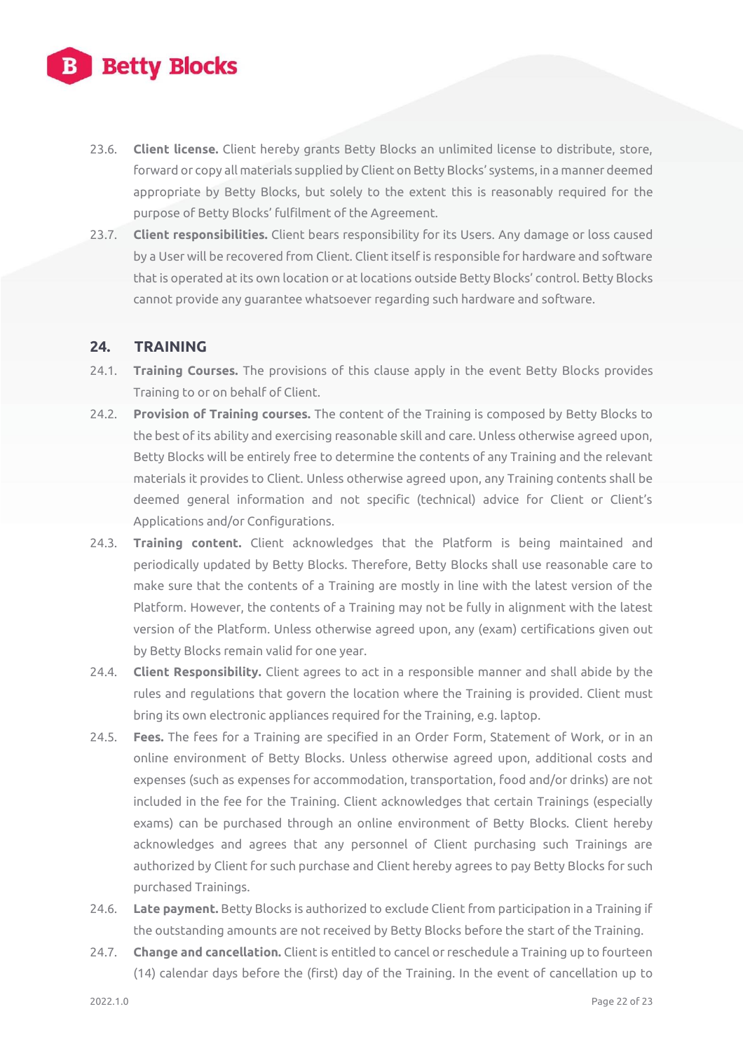23.6. **Client license.** Client hereby grants Betty Blocks an unlimited license to distribute, store, forward or copy all materials supplied by Client on Betty Blocks' systems, in a manner deemed appropriate by Betty Blocks, but solely to the extent this is reasonably required for the purpose of Betty Blocks' fulfilment of the Agreement.

23.7. **Client responsibilities.** Client bears responsibility for its Users. Any damage or loss caused by a User will be recovered from Client. Client itself is responsible for hardware and software that is operated at its own location or at locations outside Betty Blocks' control. Betty Blocks cannot provide any guarantee whatsoever regarding such hardware and software.

## 24. TRAINING

24.1. **Training Courses.** The provisions of this clause apply in the event Betty Blocks provides Training to or on behalf of Client.

24.2. **Provision of Training courses.** The content of the Training is composed by Betty Blocks to the best of its ability and exercising reasonable skill and care. Unless otherwise agreed upon, Betty Blocks will be entirely free to determine the contents of any Training and the relevant materials it provides to Client. Unless otherwise agreed upon, any Training contents shall be deemed general information and not specific (technical) advice for Client or Client's Applications and/or Configurations.

24.3. **Training content.** Client acknowledges that the Platform is being maintained and periodically updated by Betty Blocks. Therefore, Betty Blocks shall use reasonable care to make sure that the contents of a Training are mostly in line with the latest version of the Platform. However, the contents of a Training may not be fully in alignment with the latest version of the Platform. Unless otherwise agreed upon, any (exam) certifications given out by Betty Blocks remain valid for one year.

24.4. **Client Responsibility.** Client agrees to act in a responsible manner and shall abide by the rules and regulations that govern the location where the Training is provided. Client must bring its own electronic appliances required for the Training, e.g. laptop.

24.5. **Fees.** The fees for a Training are specified in an Order Form, Statement of Work, or in an online environment of Betty Blocks. Unless otherwise agreed upon, additional costs and expenses (such as expenses for accommodation, transportation, food and/or drinks) are not included in the fee for the Training. Client acknowledges that certain Trainings (especially exams) can be purchased through an online environment of Betty Blocks. Client hereby acknowledges and agrees that any personnel of Client purchasing such Trainings are authorized by Client for such purchase and Client hereby agrees to pay Betty Blocks for such purchased Trainings.

24.6. **Late payment.** Betty Blocks is authorized to exclude Client from participation in a Training if the outstanding amounts are not received by Betty Blocks before the start of the Training.

24.7. **Change and cancellation.** Client is entitled to cancel or reschedule a Training up to fourteen (14) calendar days before the (first) day of the Training. In the event of cancellation up to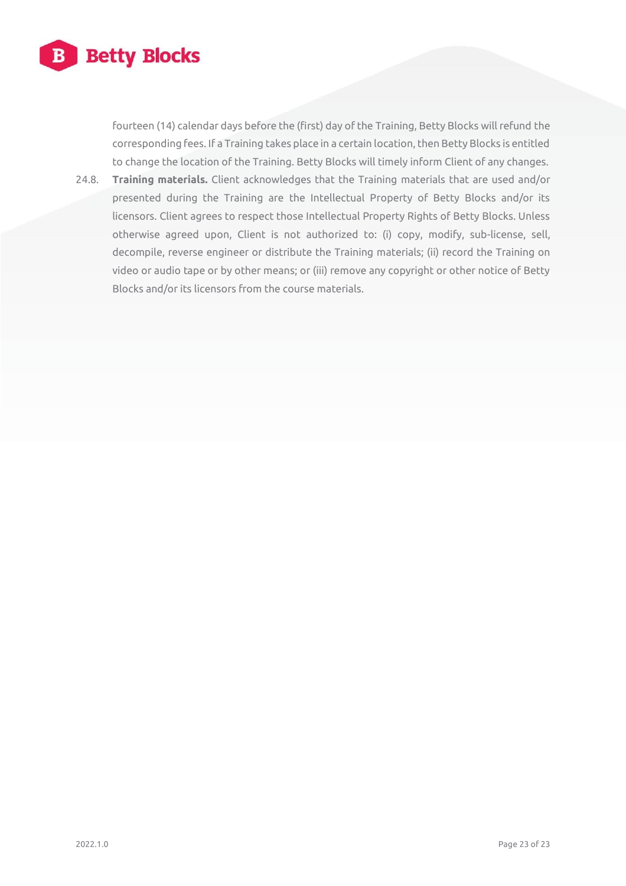fourteen (14) calendar days before the (first) day of the Training, Betty Blocks will refund the corresponding fees. If a Training takes place in a certain location, then Betty Blocks is entitled to change the location of the Training. Betty Blocks will timely inform Client of any changes.

24.8. **Training materials.** Client acknowledges that the Training materials that are used and/or presented during the Training are the Intellectual Property of Betty Blocks and/or its licensors. Client agrees to respect those Intellectual Property Rights of Betty Blocks. Unless otherwise agreed upon, Client is not authorized to: (i) copy, modify, sub-license, sell, decompile, reverse engineer or distribute the Training materials; (ii) record the Training on video or audio tape or by other means; or (iii) remove any copyright or other notice of Betty Blocks and/or its licensors from the course materials.